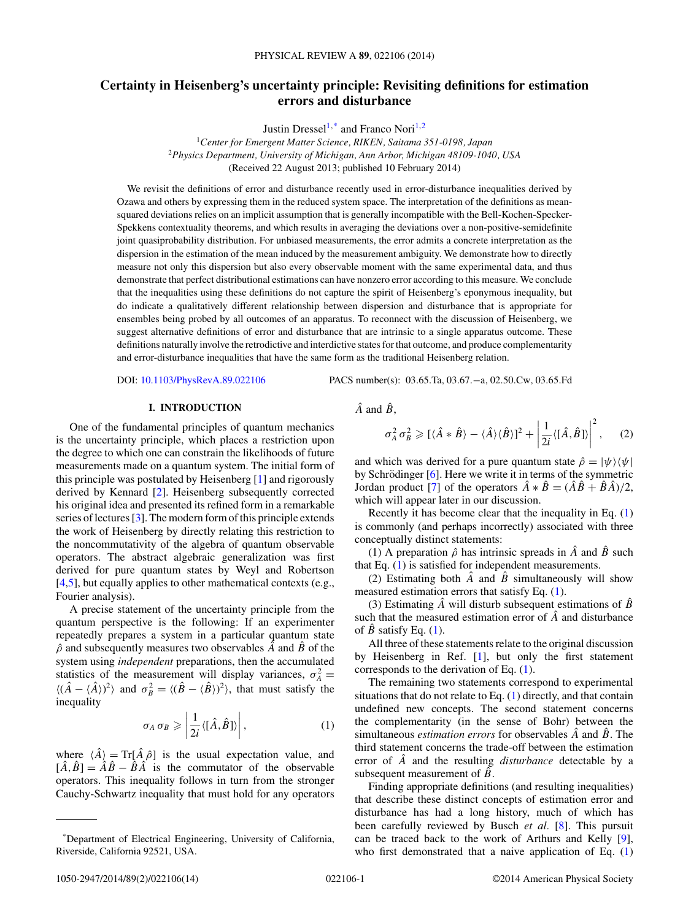# Certainty in Heisenberg's uncertainty principle: Revisiting definitions for estimation errors and disturbance

Justin Dressel[1,*] and Franco Nori[1,2]

[1]*Center for Emergent Matter Science, RIKEN, Saitama 351-0198, Japan*
[2]*Physics Department, University of Michigan, Ann Arbor, Michigan 48109-1040, USA*
(Received 22 August 2013; published 10 February 2014)

We revisit the definitions of error and disturbance recently used in error-disturbance inequalities derived by Ozawa and others by expressing them in the reduced system space. The interpretation of the definitions as mean-squared deviations relies on an implicit assumption that is generally incompatible with the Bell-Kochen-Specker-Spekkens contextuality theorems, and which results in averaging the deviations over a non-positive-semidefinite joint quasiprobability distribution. For unbiased measurements, the error admits a concrete interpretation as the dispersion in the estimation of the mean induced by the measurement ambiguity. We demonstrate how to directly measure not only this dispersion but also every observable moment with the same experimental data, and thus demonstrate that perfect distributional estimations can have nonzero error according to this measure. We conclude that the inequalities using these definitions do not capture the spirit of Heisenberg's eponymous inequality, but do indicate a qualitatively different relationship between dispersion and disturbance that is appropriate for ensembles being probed by all outcomes of an apparatus. To reconnect with the discussion of Heisenberg, we suggest alternative definitions of error and disturbance that are intrinsic to a single apparatus outcome. These definitions naturally involve the retrodictive and interdictive states for that outcome, and produce complementarity and error-disturbance inequalities that have the same form as the traditional Heisenberg relation.

DOI: 10.1103/PhysRevA.89.022106 PACS number(s): 03.65.Ta, 03.67.−a, 02.50.Cw, 03.65.Fd

## I. INTRODUCTION

One of the fundamental principles of quantum mechanics is the uncertainty principle, which places a restriction upon the degree to which one can constrain the likelihoods of future measurements made on a quantum system. The initial form of this principle was postulated by Heisenberg [1] and rigorously derived by Kennard [2]. Heisenberg subsequently corrected his original idea and presented its refined form in a remarkable series of lectures [3]. The modern form of this principle extends the work of Heisenberg by directly relating this restriction to the noncommutativity of the algebra of quantum observable operators. The abstract algebraic generalization was first derived for pure quantum states by Weyl and Robertson [4,5], but equally applies to other mathematical contexts (e.g., Fourier analysis).

A precise statement of the uncertainty principle from the quantum perspective is the following: If an experimenter repeatedly prepares a system in a particular quantum state $\hat{\rho}$ and subsequently measures two observables $\hat{A}$ and $\hat{B}$ of the system using *independent* preparations, then the accumulated statistics of the measurement will display variances, $\sigma_A^2 = \langle(\hat{A} - \langle\hat{A}\rangle)^2\rangle$ and $\sigma_B^2 = \langle(\hat{B} - \langle\hat{B}\rangle)^2\rangle$, that must satisfy the inequality

$$\sigma_A\,\sigma_B \geqslant \left|\frac{1}{2i}\langle[\hat{A},\hat{B}]\rangle\right|, \tag{1}$$

where $\langle\hat{A}\rangle = \mathrm{Tr}[\hat{A}\,\hat{\rho}]$ is the usual expectation value, and $[\hat{A},\hat{B}] = \hat{A}\hat{B} - \hat{B}\hat{A}$ is the commutator of the observable operators. This inequality follows in turn from the stronger Cauchy-Schwartz inequality that must hold for any operators $\hat{A}$ and $\hat{B}$,

$$\sigma_A^2\,\sigma_B^2 \geqslant [\langle\hat{A} * \hat{B}\rangle - \langle\hat{A}\rangle\langle\hat{B}\rangle]^2 + \left|\frac{1}{2i}\langle[\hat{A},\hat{B}]\rangle\right|^2, \tag{2}$$

and which was derived for a pure quantum state $\hat{\rho} = |\psi\rangle\langle\psi|$ by Schrödinger [6]. Here we write it in terms of the symmetric Jordan product [7] of the operators $\hat{A} * \hat{B} = (\hat{A}\hat{B} + \hat{B}\hat{A})/2$, which will appear later in our discussion.

Recently it has become clear that the inequality in Eq. (1) is commonly (and perhaps incorrectly) associated with three conceptually distinct statements:

(1) A preparation $\hat{\rho}$ has intrinsic spreads in $\hat{A}$ and $\hat{B}$ such that Eq. (1) is satisfied for independent measurements.

(2) Estimating both $\hat{A}$ and $\hat{B}$ simultaneously will show measured estimation errors that satisfy Eq. (1).

(3) Estimating $\hat{A}$ will disturb subsequent estimations of $\hat{B}$ such that the measured estimation error of $\hat{A}$ and disturbance of $\hat{B}$ satisfy Eq. (1).

All three of these statements relate to the original discussion by Heisenberg in Ref. [1], but only the first statement corresponds to the derivation of Eq. (1).

The remaining two statements correspond to experimental situations that do not relate to Eq. (1) directly, and that contain undefined new concepts. The second statement concerns the complementarity (in the sense of Bohr) between the simultaneous *estimation errors* for observables $\hat{A}$ and $\hat{B}$. The third statement concerns the trade-off between the estimation error of $\hat{A}$ and the resulting *disturbance* detectable by a subsequent measurement of $\hat{B}$.

Finding appropriate definitions (and resulting inequalities) that describe these distinct concepts of estimation error and disturbance has had a long history, much of which has been carefully reviewed by Busch *et al.* [8]. This pursuit can be traced back to the work of Arthurs and Kelly [9], who first demonstrated that a naive application of Eq. (1)

*Department of Electrical Engineering, University of California, Riverside, California 92521, USA.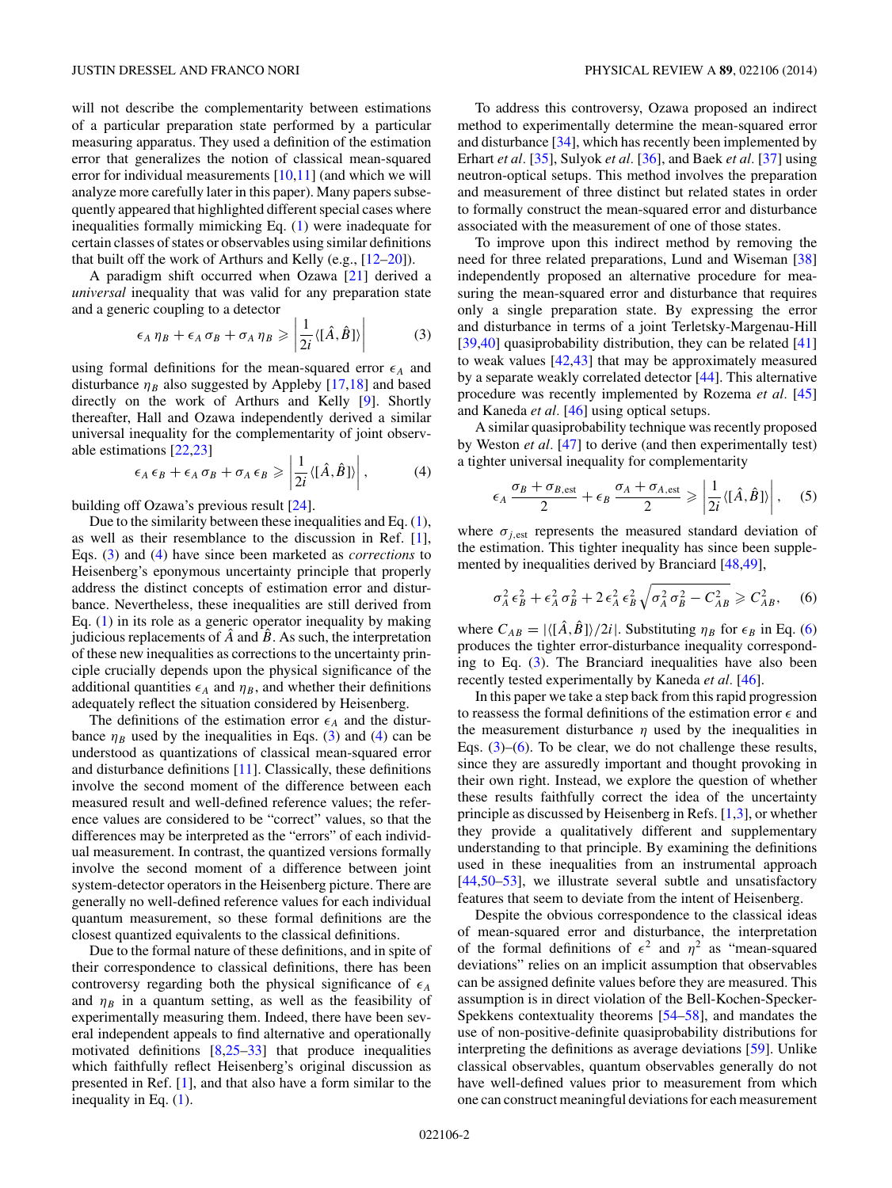will not describe the complementarity between estimations of a particular preparation state performed by a particular measuring apparatus. They used a definition of the estimation error that generalizes the notion of classical mean-squared error for individual measurements [10,11] (and which we will analyze more carefully later in this paper). Many papers subsequently appeared that highlighted different special cases where inequalities formally mimicking Eq. (1) were inadequate for certain classes of states or observables using similar definitions that built off the work of Arthurs and Kelly (e.g., [12–20]).

A paradigm shift occurred when Ozawa [21] derived a *universal* inequality that was valid for any preparation state and a generic coupling to a detector

$$\epsilon_A\, \eta_B + \epsilon_A\, \sigma_B + \sigma_A\, \eta_B \geqslant \left|\frac{1}{2i}\langle[\hat{A},\hat{B}]\rangle\right| \tag{3}$$

using formal definitions for the mean-squared error $\epsilon_A$ and disturbance $\eta_B$ also suggested by Appleby [17,18] and based directly on the work of Arthurs and Kelly [9]. Shortly thereafter, Hall and Ozawa independently derived a similar universal inequality for the complementarity of joint observable estimations [22,23]

$$\epsilon_A\, \epsilon_B + \epsilon_A\, \sigma_B + \sigma_A\, \epsilon_B \geqslant \left|\frac{1}{2i}\langle[\hat{A},\hat{B}]\rangle\right|, \tag{4}$$

building off Ozawa's previous result [24].

Due to the similarity between these inequalities and Eq. (1), as well as their resemblance to the discussion in Ref. [1], Eqs. (3) and (4) have since been marketed as *corrections* to Heisenberg's eponymous uncertainty principle that properly address the distinct concepts of estimation error and disturbance. Nevertheless, these inequalities are still derived from Eq. (1) in its role as a generic operator inequality by making judicious replacements of $\hat{A}$ and $\hat{B}$. As such, the interpretation of these new inequalities as corrections to the uncertainty principle crucially depends upon the physical significance of the additional quantities $\epsilon_A$ and $\eta_B$, and whether their definitions adequately reflect the situation considered by Heisenberg.

The definitions of the estimation error $\epsilon_A$ and the disturbance $\eta_B$ used by the inequalities in Eqs. (3) and (4) can be understood as quantizations of classical mean-squared error and disturbance definitions [11]. Classically, these definitions involve the second moment of the difference between each measured result and well-defined reference values; the reference values are considered to be "correct" values, so that the differences may be interpreted as the "errors" of each individual measurement. In contrast, the quantized versions formally involve the second moment of a difference between joint system-detector operators in the Heisenberg picture. There are generally no well-defined reference values for each individual quantum measurement, so these formal definitions are the closest quantized equivalents to the classical definitions.

Due to the formal nature of these definitions, and in spite of their correspondence to classical definitions, there has been controversy regarding both the physical significance of $\epsilon_A$ and $\eta_B$ in a quantum setting, as well as the feasibility of experimentally measuring them. Indeed, there have been several independent appeals to find alternative and operationally motivated definitions [8,25–33] that produce inequalities which faithfully reflect Heisenberg's original discussion as presented in Ref. [1], and that also have a form similar to the inequality in Eq. (1).

To address this controversy, Ozawa proposed an indirect method to experimentally determine the mean-squared error and disturbance [34], which has recently been implemented by Erhart *et al.* [35], Sulyok *et al.* [36], and Baek *et al.* [37] using neutron-optical setups. This method involves the preparation and measurement of three distinct but related states in order to formally construct the mean-squared error and disturbance associated with the measurement of one of those states.

To improve upon this indirect method by removing the need for three related preparations, Lund and Wiseman [38] independently proposed an alternative procedure for measuring the mean-squared error and disturbance that requires only a single preparation state. By expressing the error and disturbance in terms of a joint Terletsky-Margenau-Hill [39,40] quasiprobability distribution, they can be related [41] to weak values [42,43] that may be approximately measured by a separate weakly correlated detector [44]. This alternative procedure was recently implemented by Rozema *et al.* [45] and Kaneda *et al.* [46] using optical setups.

A similar quasiprobability technique was recently proposed by Weston *et al.* [47] to derive (and then experimentally test) a tighter universal inequality for complementarity

$$\epsilon_A\, \frac{\sigma_B + \sigma_{B,\text{est}}}{2} + \epsilon_B\, \frac{\sigma_A + \sigma_{A,\text{est}}}{2} \geqslant \left|\frac{1}{2i}\langle[\hat{A},\hat{B}]\rangle\right|, \tag{5}$$

where $\sigma_{j,\text{est}}$ represents the measured standard deviation of the estimation. This tighter inequality has since been supplemented by inequalities derived by Branciard [48,49],

$$\sigma_A^2\, \epsilon_B^2 + \epsilon_A^2\, \sigma_B^2 + 2\,\epsilon_A^2\, \epsilon_B^2 \sqrt{\sigma_A^2\, \sigma_B^2 - C_{AB}^2} \geqslant C_{AB}^2, \tag{6}$$

where $C_{AB} = |\langle[\hat{A},\hat{B}]\rangle/2i|$. Substituting $\eta_B$ for $\epsilon_B$ in Eq. (6) produces the tighter error-disturbance inequality corresponding to Eq. (3). The Branciard inequalities have also been recently tested experimentally by Kaneda *et al.* [46].

In this paper we take a step back from this rapid progression to reassess the formal definitions of the estimation error $\epsilon$ and the measurement disturbance $\eta$ used by the inequalities in Eqs. (3)–(6). To be clear, we do not challenge these results, since they are assuredly important and thought provoking in their own right. Instead, we explore the question of whether these results faithfully correct the idea of the uncertainty principle as discussed by Heisenberg in Refs. [1,3], or whether they provide a qualitatively different and supplementary understanding to that principle. By examining the definitions used in these inequalities from an instrumental approach [44,50–53], we illustrate several subtle and unsatisfactory features that seem to deviate from the intent of Heisenberg.

Despite the obvious correspondence to the classical ideas of mean-squared error and disturbance, the interpretation of the formal definitions of $\epsilon^2$ and $\eta^2$ as "mean-squared deviations" relies on an implicit assumption that observables can be assigned definite values before they are measured. This assumption is in direct violation of the Bell-Kochen-Specker-Spekkens contextuality theorems [54–58], and mandates the use of non-positive-definite quasiprobability distributions for interpreting the definitions as average deviations [59]. Unlike classical observables, quantum observables generally do not have well-defined values prior to measurement from which one can construct meaningful deviations for each measurement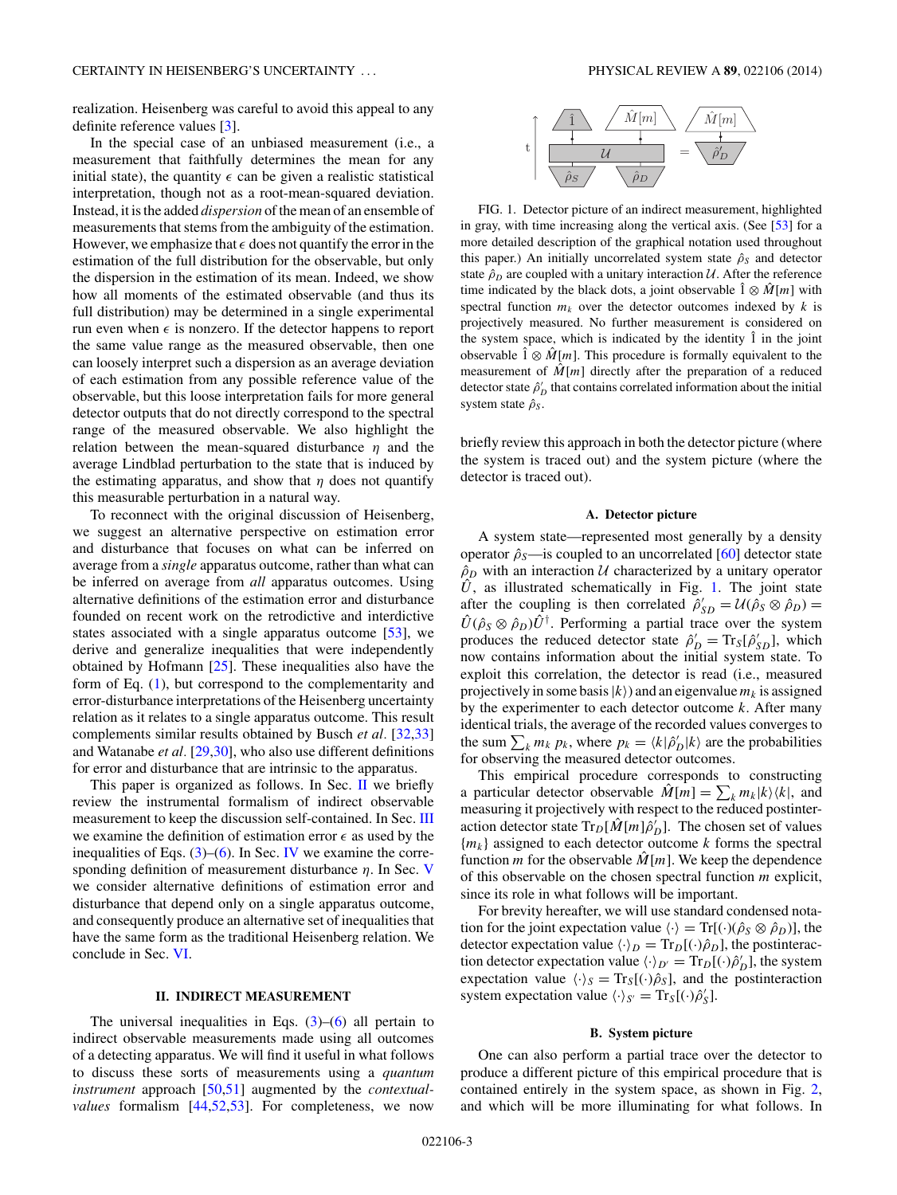realization. Heisenberg was careful to avoid this appeal to any definite reference values [3].

In the special case of an unbiased measurement (i.e., a measurement that faithfully determines the mean for any initial state), the quantity $\epsilon$ can be given a realistic statistical interpretation, though not as a root-mean-squared deviation. Instead, it is the added *dispersion* of the mean of an ensemble of measurements that stems from the ambiguity of the estimation. However, we emphasize that $\epsilon$ does not quantify the error in the estimation of the full distribution for the observable, but only the dispersion in the estimation of its mean. Indeed, we show how all moments of the estimated observable (and thus its full distribution) may be determined in a single experimental run even when $\epsilon$ is nonzero. If the detector happens to report the same value range as the measured observable, then one can loosely interpret such a dispersion as an average deviation of each estimation from any possible reference value of the observable, but this loose interpretation fails for more general detector outputs that do not directly correspond to the spectral range of the measured observable. We also highlight the relation between the mean-squared disturbance $\eta$ and the average Lindblad perturbation to the state that is induced by the estimating apparatus, and show that $\eta$ does not quantify this measurable perturbation in a natural way.

To reconnect with the original discussion of Heisenberg, we suggest an alternative perspective on estimation error and disturbance that focuses on what can be inferred on average from a *single* apparatus outcome, rather than what can be inferred on average from *all* apparatus outcomes. Using alternative definitions of the estimation error and disturbance founded on recent work on the retrodictive and interdictive states associated with a single apparatus outcome [53], we derive and generalize inequalities that were independently obtained by Hofmann [25]. These inequalities also have the form of Eq. (1), but correspond to the complementarity and error-disturbance interpretations of the Heisenberg uncertainty relation as it relates to a single apparatus outcome. This result complements similar results obtained by Busch *et al.* [32,33] and Watanabe *et al.* [29,30], who also use different definitions for error and disturbance that are intrinsic to the apparatus.

This paper is organized as follows. In Sec. II we briefly review the instrumental formalism of indirect observable measurement to keep the discussion self-contained. In Sec. III we examine the definition of estimation error $\epsilon$ as used by the inequalities of Eqs. (3)–(6). In Sec. IV we examine the corresponding definition of measurement disturbance $\eta$. In Sec. V we consider alternative definitions of estimation error and disturbance that depend only on a single apparatus outcome, and consequently produce an alternative set of inequalities that have the same form as the traditional Heisenberg relation. We conclude in Sec. VI.

## II. INDIRECT MEASUREMENT

The universal inequalities in Eqs. (3)–(6) all pertain to indirect observable measurements made using all outcomes of a detecting apparatus. We will find it useful in what follows to discuss these sorts of measurements using a *quantum instrument* approach [50,51] augmented by the *contextual-values* formalism [44,52,53]. For completeness, we now briefly review this approach in both the detector picture (where the system is traced out) and the system picture (where the detector is traced out).

FIG. 1. Detector picture of an indirect measurement, highlighted in gray, with time increasing along the vertical axis. (See [53] for a more detailed description of the graphical notation used throughout this paper.) An initially uncorrelated system state $\hat{\rho}_S$ and detector state $\hat{\rho}_D$ are coupled with a unitary interaction $\mathcal{U}$. After the reference time indicated by the black dots, a joint observable $\hat{1} \otimes \hat{M}[m]$ with spectral function $m_k$ over the detector outcomes indexed by $k$ is projectively measured. No further measurement is considered on the system space, which is indicated by the identity $\hat{1}$ in the joint observable $\hat{1} \otimes \hat{M}[m]$. This procedure is formally equivalent to the measurement of $\hat{M}[m]$ directly after the preparation of a reduced detector state $\hat{\rho}'_D$ that contains correlated information about the initial system state $\hat{\rho}_S$.

### A. Detector picture

A system state—represented most generally by a density operator $\hat{\rho}_S$—is coupled to an uncorrelated [60] detector state $\hat{\rho}_D$ with an interaction $\mathcal{U}$ characterized by a unitary operator $\hat{U}$, as illustrated schematically in Fig. 1. The joint state after the coupling is then correlated $\hat{\rho}'_{SD} = \mathcal{U}(\hat{\rho}_S \otimes \hat{\rho}_D) = \hat{U}(\hat{\rho}_S \otimes \hat{\rho}_D)\hat{U}^\dagger$. Performing a partial trace over the system produces the reduced detector state $\hat{\rho}'_D = \mathrm{Tr}_S[\hat{\rho}'_{SD}]$, which now contains information about the initial system state. To exploit this correlation, the detector is read (i.e., measured projectively in some basis $|k\rangle$) and an eigenvalue $m_k$ is assigned by the experimenter to each detector outcome $k$. After many identical trials, the average of the recorded values converges to the sum $\sum_k m_k\, p_k$, where $p_k = \langle k|\hat{\rho}'_D|k\rangle$ are the probabilities for observing the measured detector outcomes.

This empirical procedure corresponds to constructing a particular detector observable $\hat{M}[m] = \sum_k m_k |k\rangle\langle k|$, and measuring it projectively with respect to the reduced postinteraction detector state $\mathrm{Tr}_D[\hat{M}[m]\hat{\rho}'_D]$. The chosen set of values $\{m_k\}$ assigned to each detector outcome $k$ forms the spectral function $m$ for the observable $\hat{M}[m]$. We keep the dependence of this observable on the chosen spectral function $m$ explicit, since its role in what follows will be important.

For brevity hereafter, we will use standard condensed notation for the joint expectation value $\langle\cdot\rangle = \mathrm{Tr}[(\cdot)(\hat{\rho}_S \otimes \hat{\rho}_D)]$, the detector expectation value $\langle\cdot\rangle_D = \mathrm{Tr}_D[(\cdot)\hat{\rho}_D]$, the postinteraction detector expectation value $\langle\cdot\rangle_{D'} = \mathrm{Tr}_D[(\cdot)\hat{\rho}'_D]$, the system expectation value $\langle\cdot\rangle_S = \mathrm{Tr}_S[(\cdot)\hat{\rho}_S]$, and the postinteraction system expectation value $\langle\cdot\rangle_{S'} = \mathrm{Tr}_S[(\cdot)\hat{\rho}'_S]$.

### B. System picture

One can also perform a partial trace over the detector to produce a different picture of this empirical procedure that is contained entirely in the system space, as shown in Fig. 2, and which will be more illuminating for what follows. In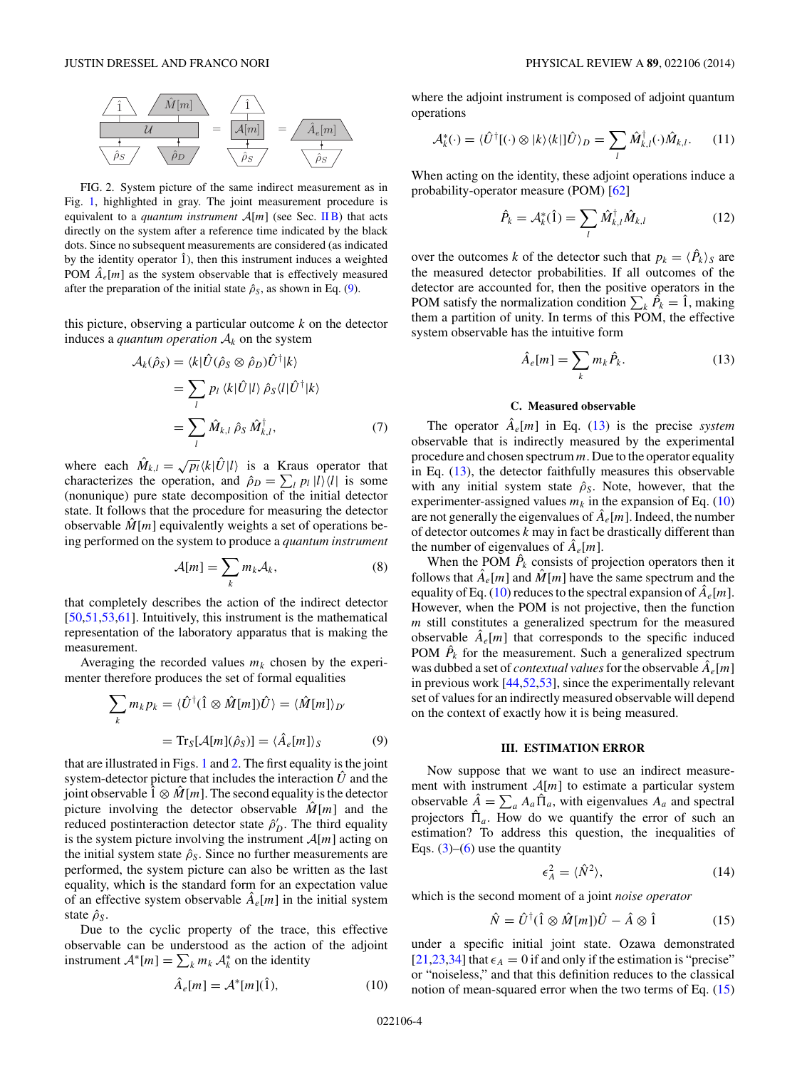FIG. 2. System picture of the same indirect measurement as in Fig. 1, highlighted in gray. The joint measurement procedure is equivalent to a *quantum instrument* $\mathcal{A}[m]$ (see Sec. II B) that acts directly on the system after a reference time indicated by the black dots. Since no subsequent measurements are considered (as indicated by the identity operator $\hat{1}$), then this instrument induces a weighted POM $\hat{A}_e[m]$ as the system observable that is effectively measured after the preparation of the initial state $\hat{\rho}_S$, as shown in Eq. (9).

this picture, observing a particular outcome $k$ on the detector induces a *quantum operation* $\mathcal{A}_k$ on the system

$$\begin{aligned}\mathcal{A}_k(\hat{\rho}_S) &= \langle k|\hat{U}(\hat{\rho}_S \otimes \hat{\rho}_D)\hat{U}^\dagger|k\rangle \\ &= \sum_l p_l \, \langle k|\hat{U}|l\rangle \, \hat{\rho}_S \langle l|\hat{U}^\dagger|k\rangle \\ &= \sum_l \hat{M}_{k,l} \, \hat{\rho}_S \, \hat{M}_{k,l}^\dagger, \end{aligned} \tag{7}$$

where each $\hat{M}_{k,l} = \sqrt{p_l}\langle k|\hat{U}|l\rangle$ is a Kraus operator that characterizes the operation, and $\hat{\rho}_D = \sum_l p_l \, |l\rangle\langle l|$ is some (nonunique) pure state decomposition of the initial detector state. It follows that the procedure for measuring the detector observable $\hat{M}[m]$ equivalently weights a set of operations being performed on the system to produce a *quantum instrument*

$$\mathcal{A}[m] = \sum_k m_k \mathcal{A}_k, \tag{8}$$

that completely describes the action of the indirect detector [50,51,53,61]. Intuitively, this instrument is the mathematical representation of the laboratory apparatus that is making the measurement.

Averaging the recorded values $m_k$ chosen by the experimenter therefore produces the set of formal equalities

$$\begin{aligned}\sum_k m_k p_k &= \langle \hat{U}^\dagger(\hat{1} \otimes \hat{M}[m])\hat{U}\rangle = \langle \hat{M}[m]\rangle_{D'} \\ &= \mathrm{Tr}_S[\mathcal{A}[m](\hat{\rho}_S)] = \langle \hat{A}_e[m]\rangle_S \end{aligned} \tag{9}$$

that are illustrated in Figs. 1 and 2. The first equality is the joint system-detector picture that includes the interaction $\hat{U}$ and the joint observable $\hat{1} \otimes \hat{M}[m]$. The second equality is the detector picture involving the detector observable $\hat{M}[m]$ and the reduced postinteraction detector state $\hat{\rho}'_D$. The third equality is the system picture involving the instrument $\mathcal{A}[m]$ acting on the initial system state $\hat{\rho}_S$. Since no further measurements are performed, the system picture can also be written as the last equality, which is the standard form for an expectation value of an effective system observable $\hat{A}_e[m]$ in the initial system state $\hat{\rho}_S$.

Due to the cyclic property of the trace, this effective observable can be understood as the action of the adjoint instrument $\mathcal{A}^*[m] = \sum_k m_k \mathcal{A}_k^*$ on the identity

$$\hat{A}_e[m] = \mathcal{A}^*[m](\hat{1}), \tag{10}$$

where the adjoint instrument is composed of adjoint quantum operations

$$\mathcal{A}_k^*(\cdot) = \langle \hat{U}^\dagger[(\cdot) \otimes |k\rangle\langle k|]\hat{U}\rangle_D = \sum_l \hat{M}_{k,l}^\dagger(\cdot)\hat{M}_{k,l}. \tag{11}$$

When acting on the identity, these adjoint operations induce a probability-operator measure (POM) [62]

$$\hat{P}_k = \mathcal{A}_k^*(\hat{1}) = \sum_l \hat{M}_{k,l}^\dagger \hat{M}_{k,l} \tag{12}$$

over the outcomes $k$ of the detector such that $p_k = \langle \hat{P}_k \rangle_S$ are the measured detector probabilities. If all outcomes of the detector are accounted for, then the positive operators in the POM satisfy the normalization condition $\sum_k \hat{P}_k = \hat{1}$, making them a partition of unity. In terms of this POM, the effective system observable has the intuitive form

$$\hat{A}_e[m] = \sum_k m_k \hat{P}_k. \tag{13}$$

### C. Measured observable

The operator $\hat{A}_e[m]$ in Eq. (13) is the precise *system* observable that is indirectly measured by the experimental procedure and chosen spectrum $m$. Due to the operator equality in Eq. (13), the detector faithfully measures this observable with any initial system state $\hat{\rho}_S$. Note, however, that the experimenter-assigned values $m_k$ in the expansion of Eq. (10) are not generally the eigenvalues of $\hat{A}_e[m]$. Indeed, the number of detector outcomes $k$ may in fact be drastically different than the number of eigenvalues of $\hat{A}_e[m]$.

When the POM $\hat{P}_k$ consists of projection operators then it follows that $\hat{A}_e[m]$ and $\hat{M}[m]$ have the same spectrum and the equality of Eq. (10) reduces to the spectral expansion of $\hat{A}_e[m]$. However, when the POM is not projective, then the function $m$ still constitutes a generalized spectrum for the measured observable $\hat{A}_e[m]$ that corresponds to the specific induced POM $\hat{P}_k$ for the measurement. Such a generalized spectrum was dubbed a set of *contextual values* for the observable $\hat{A}_e[m]$ in previous work [44,52,53], since the experimentally relevant set of values for an indirectly measured observable will depend on the context of exactly how it is being measured.

## III. ESTIMATION ERROR

Now suppose that we want to use an indirect measurement with instrument $\mathcal{A}[m]$ to estimate a particular system observable $\hat{A} = \sum_a A_a \hat{\Pi}_a$, with eigenvalues $A_a$ and spectral projectors $\hat{\Pi}_a$. How do we quantify the error of such an estimation? To address this question, the inequalities of Eqs. (3)–(6) use the quantity

$$\epsilon_A^2 = \langle \hat{N}^2 \rangle, \tag{14}$$

which is the second moment of a joint *noise operator*

$$\hat{N} = \hat{U}^\dagger(\hat{1} \otimes \hat{M}[m])\hat{U} - \hat{A} \otimes \hat{1} \tag{15}$$

under a specific initial joint state. Ozawa demonstrated [21,23,34] that $\epsilon_A = 0$ if and only if the estimation is "precise" or "noiseless," and that this definition reduces to the classical notion of mean-squared error when the two terms of Eq. (15)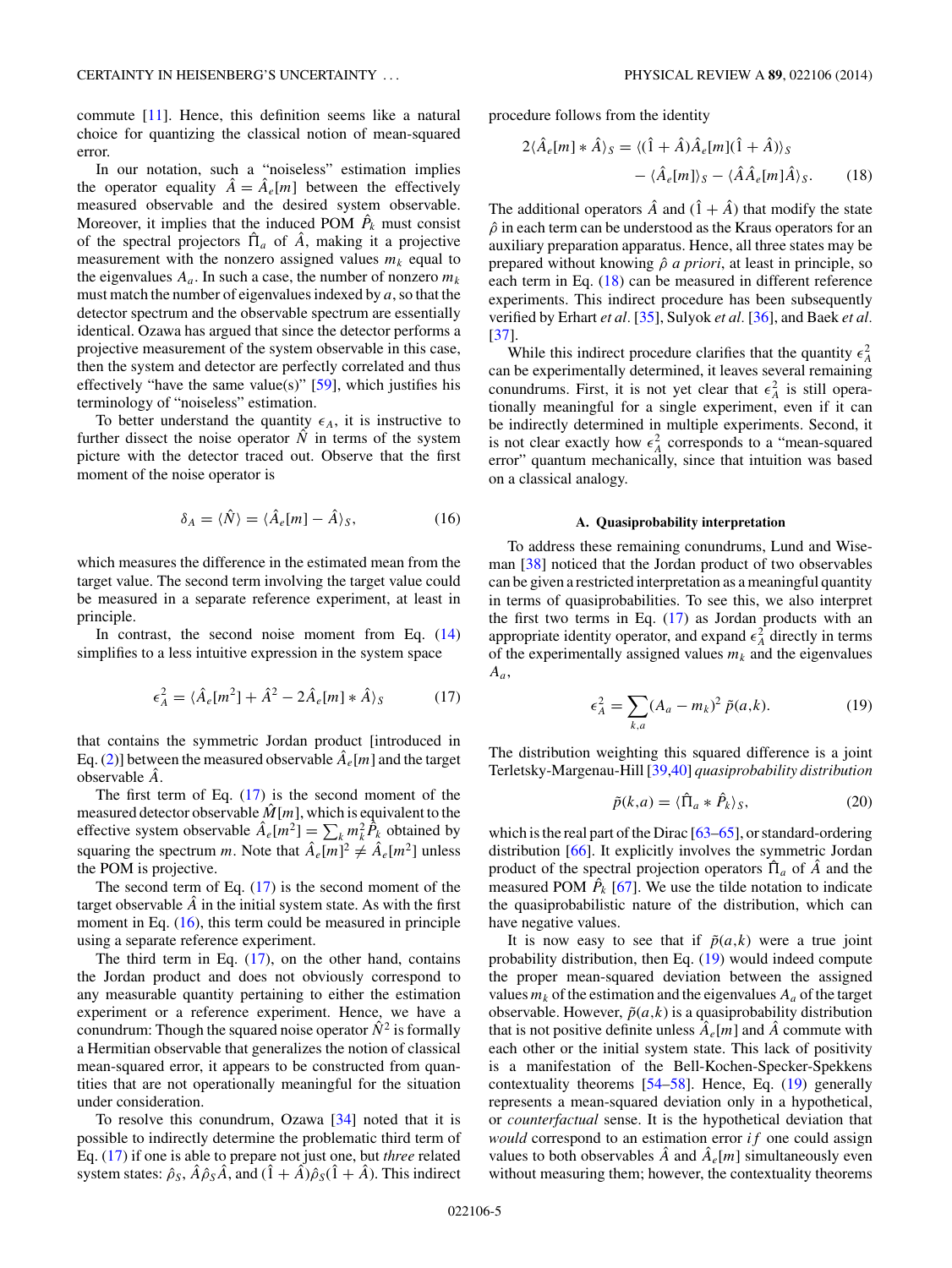commute [11]. Hence, this definition seems like a natural choice for quantizing the classical notion of mean-squared error.

In our notation, such a "noiseless" estimation implies the operator equality $\hat{A} = \hat{A}_e[m]$ between the effectively measured observable and the desired system observable. Moreover, it implies that the induced POM $\hat{P}_k$ must consist of the spectral projectors $\hat{\Pi}_a$ of $\hat{A}$, making it a projective measurement with the nonzero assigned values $m_k$ equal to the eigenvalues $A_a$. In such a case, the number of nonzero $m_k$ must match the number of eigenvalues indexed by $a$, so that the detector spectrum and the observable spectrum are essentially identical. Ozawa has argued that since the detector performs a projective measurement of the system observable in this case, then the system and detector are perfectly correlated and thus effectively "have the same value(s)" [59], which justifies his terminology of "noiseless" estimation.

To better understand the quantity $\epsilon_A$, it is instructive to further dissect the noise operator $\hat{N}$ in terms of the system picture with the detector traced out. Observe that the first moment of the noise operator is

$$\delta_A = \langle \hat{N} \rangle = \langle \hat{A}_e[m] - \hat{A} \rangle_S, \tag{16}$$

which measures the difference in the estimated mean from the target value. The second term involving the target value could be measured in a separate reference experiment, at least in principle.

In contrast, the second noise moment from Eq. (14) simplifies to a less intuitive expression in the system space

$$\epsilon_A^2 = \langle \hat{A}_e[m^2] + \hat{A}^2 - 2\hat{A}_e[m] * \hat{A} \rangle_S \tag{17}$$

that contains the symmetric Jordan product [introduced in Eq. (2)] between the measured observable $\hat{A}_e[m]$ and the target observable $\hat{A}$.

The first term of Eq. (17) is the second moment of the measured detector observable $\hat{M}[m]$, which is equivalent to the effective system observable $\hat{A}_e[m^2] = \sum_k m_k^2 \hat{P}_k$ obtained by squaring the spectrum $m$. Note that $\hat{A}_e[m]^2 \neq \hat{A}_e[m^2]$ unless the POM is projective.

The second term of Eq. (17) is the second moment of the target observable $\hat{A}$ in the initial system state. As with the first moment in Eq. (16), this term could be measured in principle using a separate reference experiment.

The third term in Eq. (17), on the other hand, contains the Jordan product and does not obviously correspond to any measurable quantity pertaining to either the estimation experiment or a reference experiment. Hence, we have a conundrum: Though the squared noise operator $\hat{N}^2$ is formally a Hermitian observable that generalizes the notion of classical mean-squared error, it appears to be constructed from quantities that are not operationally meaningful for the situation under consideration.

To resolve this conundrum, Ozawa [34] noted that it is possible to indirectly determine the problematic third term of Eq. (17) if one is able to prepare not just one, but *three* related system states: $\hat{\rho}_S$, $\hat{A}\hat{\rho}_S\hat{A}$, and $(\hat{1} + \hat{A})\hat{\rho}_S(\hat{1} + \hat{A})$. This indirect procedure follows from the identity

$$\begin{aligned} 2\langle \hat{A}_e[m] * \hat{A} \rangle_S = \langle (\hat{1} + \hat{A})\hat{A}_e[m](\hat{1} + \hat{A}) \rangle_S \\ - \langle \hat{A}_e[m] \rangle_S - \langle \hat{A}\hat{A}_e[m]\hat{A} \rangle_S. \end{aligned} \tag{18}$$

The additional operators $\hat{A}$ and $(\hat{1} + \hat{A})$ that modify the state $\hat{\rho}$ in each term can be understood as the Kraus operators for an auxiliary preparation apparatus. Hence, all three states may be prepared without knowing $\hat{\rho}$ *a priori*, at least in principle, so each term in Eq. (18) can be measured in different reference experiments. This indirect procedure has been subsequently verified by Erhart *et al.* [35], Sulyok *et al.* [36], and Baek *et al.* [37].

While this indirect procedure clarifies that the quantity $\epsilon_A^2$ can be experimentally determined, it leaves several remaining conundrums. First, it is not yet clear that $\epsilon_A^2$ is still operationally meaningful for a single experiment, even if it can be indirectly determined in multiple experiments. Second, it is not clear exactly how $\epsilon_A^2$ corresponds to a "mean-squared error" quantum mechanically, since that intuition was based on a classical analogy.

### A. Quasiprobability interpretation

To address these remaining conundrums, Lund and Wiseman [38] noticed that the Jordan product of two observables can be given a restricted interpretation as a meaningful quantity in terms of quasiprobabilities. To see this, we also interpret the first two terms in Eq. (17) as Jordan products with an appropriate identity operator, and expand $\epsilon_A^2$ directly in terms of the experimentally assigned values $m_k$ and the eigenvalues $A_a$,

$$\epsilon_A^2 = \sum_{k,a} (A_a - m_k)^2 \, \tilde{p}(a,k). \tag{19}$$

The distribution weighting this squared difference is a joint Terletsky-Margenau-Hill [39,40] *quasiprobability distribution*

$$\tilde{p}(k,a) = \langle \hat{\Pi}_a * \hat{P}_k \rangle_S, \tag{20}$$

which is the real part of the Dirac [63–65], or standard-ordering distribution [66]. It explicitly involves the symmetric Jordan product of the spectral projection operators $\hat{\Pi}_a$ of $\hat{A}$ and the measured POM $\hat{P}_k$ [67]. We use the tilde notation to indicate the quasiprobabilistic nature of the distribution, which can have negative values.

It is now easy to see that if $\tilde{p}(a,k)$ were a true joint probability distribution, then Eq. (19) would indeed compute the proper mean-squared deviation between the assigned values $m_k$ of the estimation and the eigenvalues $A_a$ of the target observable. However, $\tilde{p}(a,k)$ is a quasiprobability distribution that is not positive definite unless $\hat{A}_e[m]$ and $\hat{A}$ commute with each other or the initial system state. This lack of positivity is a manifestation of the Bell-Kochen-Specker-Spekkens contextuality theorems [54–58]. Hence, Eq. (19) generally represents a mean-squared deviation only in a hypothetical, or *counterfactual* sense. It is the hypothetical deviation that *would* correspond to an estimation error *if* one could assign values to both observables $\hat{A}$ and $\hat{A}_e[m]$ simultaneously even without measuring them; however, the contextuality theorems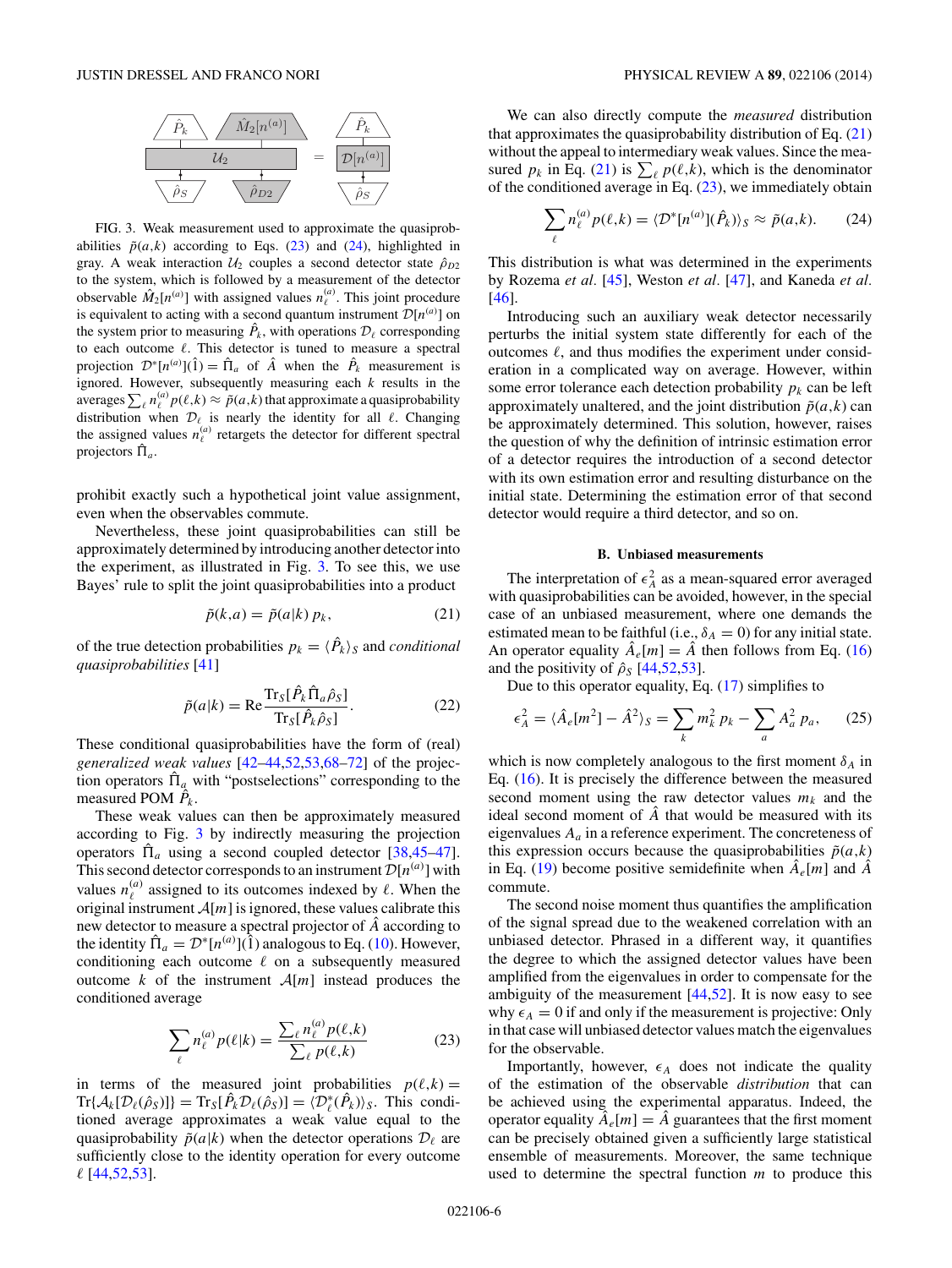FIG. 3. Weak measurement used to approximate the quasiprobabilities $\tilde{p}(a,k)$ according to Eqs. (23) and (24), highlighted in gray. A weak interaction $\mathcal{U}_2$ couples a second detector state $\hat{\rho}_{D2}$ to the system, which is followed by a measurement of the detector observable $\hat{M}_2[n^{(a)}]$ with assigned values $n^{(a)}_\ell$. This joint procedure is equivalent to acting with a second quantum instrument $\mathcal{D}[n^{(a)}]$ on the system prior to measuring $\hat{P}_k$, with operations $\mathcal{D}_\ell$ corresponding to each outcome $\ell$. This detector is tuned to measure a spectral projection $\mathcal{D}^*[n^{(a)}](\hat{1}) = \hat{\Pi}_a$ of $\hat{A}$ when the $\hat{P}_k$ measurement is ignored. However, subsequently measuring each $k$ results in the averages $\sum_\ell n^{(a)}_\ell p(\ell,k) \approx \tilde{p}(a,k)$ that approximate a quasiprobability distribution when $\mathcal{D}_\ell$ is nearly the identity for all $\ell$. Changing the assigned values $n^{(a)}_\ell$ retargets the detector for different spectral projectors $\hat{\Pi}_a$.

prohibit exactly such a hypothetical joint value assignment, even when the observables commute.

Nevertheless, these joint quasiprobabilities can still be approximately determined by introducing another detector into the experiment, as illustrated in Fig. 3. To see this, we use Bayes' rule to split the joint quasiprobabilities into a product

$$\tilde{p}(k,a) = \tilde{p}(a|k)\, p_k, \tag{21}$$

of the true detection probabilities $p_k = \langle \hat{P}_k \rangle_S$ and *conditional quasiprobabilities* [41]

$$\tilde{p}(a|k) = \mathrm{Re}\frac{\mathrm{Tr}_S[\hat{P}_k \hat{\Pi}_a \hat{\rho}_S]}{\mathrm{Tr}_S[\hat{P}_k \hat{\rho}_S]}. \tag{22}$$

These conditional quasiprobabilities have the form of (real) *generalized weak values* [42–44,52,53,68–72] of the projection operators $\hat{\Pi}_a$ with "postselections" corresponding to the measured POM $\hat{P}_k$.

These weak values can then be approximately measured according to Fig. 3 by indirectly measuring the projection operators $\hat{\Pi}_a$ using a second coupled detector [38,45–47]. This second detector corresponds to an instrument $\mathcal{D}[n^{(a)}]$ with values $n^{(a)}_\ell$ assigned to its outcomes indexed by $\ell$. When the original instrument $\mathcal{A}[m]$ is ignored, these values calibrate this new detector to measure a spectral projector of $\hat{A}$ according to the identity $\hat{\Pi}_a = \mathcal{D}^*[n^{(a)}](\hat{1})$ analogous to Eq. (10). However, conditioning each outcome $\ell$ on a subsequently measured outcome $k$ of the instrument $\mathcal{A}[m]$ instead produces the conditioned average

$$\sum_\ell n^{(a)}_\ell p(\ell|k) = \frac{\sum_\ell n^{(a)}_\ell p(\ell,k)}{\sum_\ell p(\ell,k)} \tag{23}$$

in terms of the measured joint probabilities $p(\ell,k) = \mathrm{Tr}\{\mathcal{A}_k[\mathcal{D}_\ell(\hat{\rho}_S)]\} = \mathrm{Tr}_S[\hat{P}_k \mathcal{D}_\ell(\hat{\rho}_S)] = \langle \mathcal{D}^*_\ell(\hat{P}_k)\rangle_S$. This conditioned average approximates a weak value equal to the quasiprobability $\tilde{p}(a|k)$ when the detector operations $\mathcal{D}_\ell$ are sufficiently close to the identity operation for every outcome $\ell$ [44,52,53].

We can also directly compute the *measured* distribution that approximates the quasiprobability distribution of Eq. (21) without the appeal to intermediary weak values. Since the measured $p_k$ in Eq. (21) is $\sum_\ell p(\ell,k)$, which is the denominator of the conditioned average in Eq. (23), we immediately obtain

$$\sum_\ell n^{(a)}_\ell p(\ell,k) = \langle \mathcal{D}^*[n^{(a)}](\hat{P}_k)\rangle_S \approx \tilde{p}(a,k). \tag{24}$$

This distribution is what was determined in the experiments by Rozema *et al.* [45], Weston *et al.* [47], and Kaneda *et al.* [46].

Introducing such an auxiliary weak detector necessarily perturbs the initial system state differently for each of the outcomes $\ell$, and thus modifies the experiment under consideration in a complicated way on average. However, within some error tolerance each detection probability $p_k$ can be left approximately unaltered, and the joint distribution $\tilde{p}(a,k)$ can be approximately determined. This solution, however, raises the question of why the definition of intrinsic estimation error of a detector requires the introduction of a second detector with its own estimation error and resulting disturbance on the initial state. Determining the estimation error of that second detector would require a third detector, and so on.

### B. Unbiased measurements

The interpretation of $\epsilon_A^2$ as a mean-squared error averaged with quasiprobabilities can be avoided, however, in the special case of an unbiased measurement, where one demands the estimated mean to be faithful (i.e., $\delta_A = 0$) for any initial state. An operator equality $\hat{A}_e[m] = \hat{A}$ then follows from Eq. (16) and the positivity of $\hat{\rho}_S$ [44,52,53].

Due to this operator equality, Eq. (17) simplifies to

$$\epsilon_A^2 = \langle \hat{A}_e[m^2] - \hat{A}^2\rangle_S = \sum_k m_k^2\, p_k - \sum_a A_a^2\, p_a, \tag{25}$$

which is now completely analogous to the first moment $\delta_A$ in Eq. (16). It is precisely the difference between the measured second moment using the raw detector values $m_k$ and the ideal second moment of $\hat{A}$ that would be measured with its eigenvalues $A_a$ in a reference experiment. The concreteness of this expression occurs because the quasiprobabilities $\tilde{p}(a,k)$ in Eq. (19) become positive semidefinite when $\hat{A}_e[m]$ and $\hat{A}$ commute.

The second noise moment thus quantifies the amplification of the signal spread due to the weakened correlation with an unbiased detector. Phrased in a different way, it quantifies the degree to which the assigned detector values have been amplified from the eigenvalues in order to compensate for the ambiguity of the measurement [44,52]. It is now easy to see why $\epsilon_A = 0$ if and only if the measurement is projective: Only in that case will unbiased detector values match the eigenvalues for the observable.

Importantly, however, $\epsilon_A$ does not indicate the quality of the estimation of the observable *distribution* that can be achieved using the experimental apparatus. Indeed, the operator equality $\hat{A}_e[m] = \hat{A}$ guarantees that the first moment can be precisely obtained given a sufficiently large statistical ensemble of measurements. Moreover, the same technique used to determine the spectral function $m$ to produce this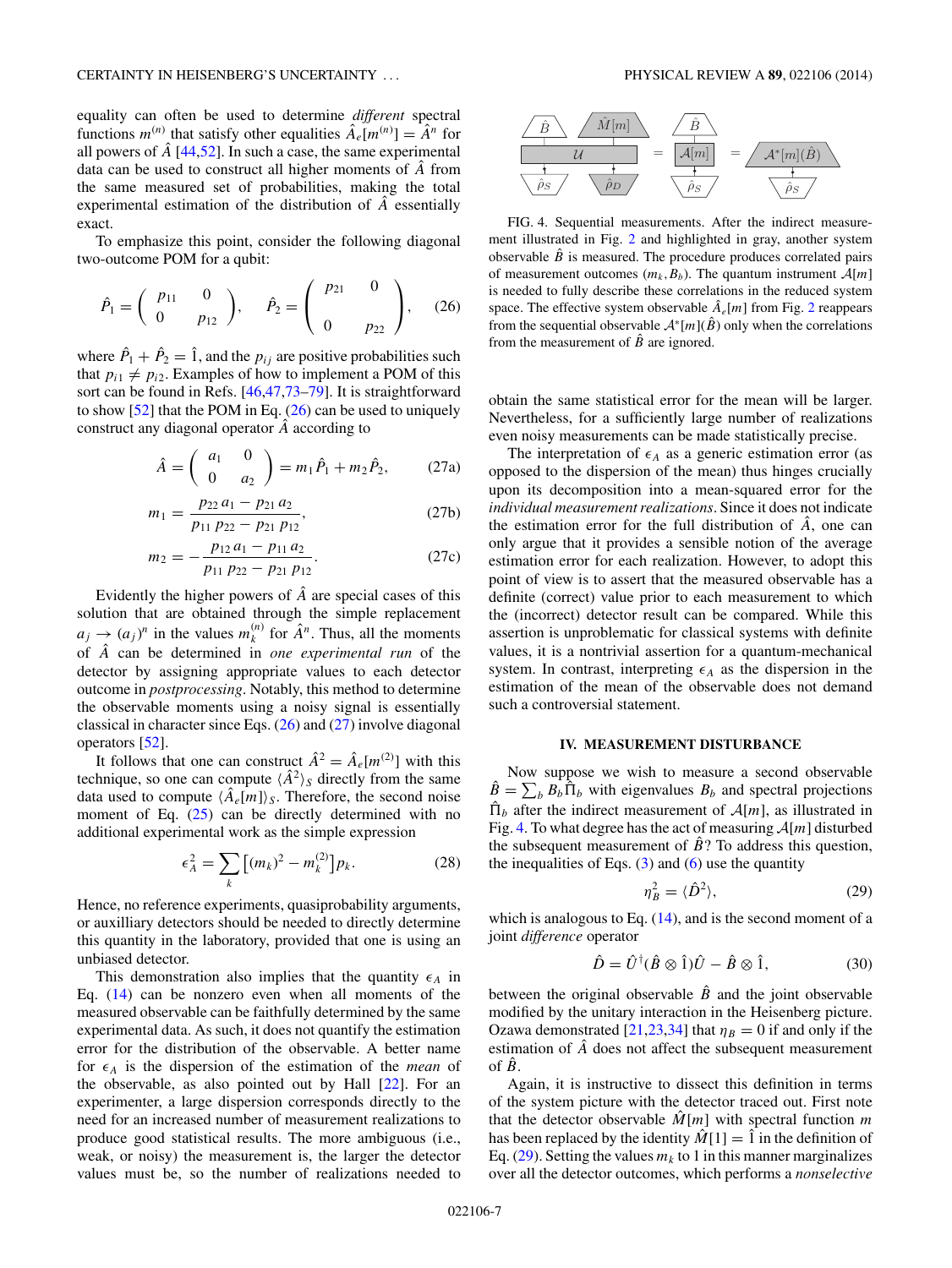equality can often be used to determine *different* spectral functions $m^{(n)}$ that satisfy other equalities $\hat{A}_e[m^{(n)}] = \hat{A}^n$ for all powers of $\hat{A}$ [44,52]. In such a case, the same experimental data can be used to construct all higher moments of $\hat{A}$ from the same measured set of probabilities, making the total experimental estimation of the distribution of $\hat{A}$ essentially exact.

To emphasize this point, consider the following diagonal two-outcome POM for a qubit:

$$\hat{P}_1 = \begin{pmatrix} p_{11} & 0 \\ 0 & p_{12} \end{pmatrix}, \quad \hat{P}_2 = \begin{pmatrix} p_{21} & 0 \\ 0 & p_{22} \end{pmatrix}, \tag{26}$$

where $\hat{P}_1 + \hat{P}_2 = \hat{1}$, and the $p_{ij}$ are positive probabilities such that $p_{i1} \neq p_{i2}$. Examples of how to implement a POM of this sort can be found in Refs. [46,47,73–79]. It is straightforward to show [52] that the POM in Eq. (26) can be used to uniquely construct any diagonal operator $\hat{A}$ according to

$$\hat{A} = \begin{pmatrix} a_1 & 0 \\ 0 & a_2 \end{pmatrix} = m_1 \hat{P}_1 + m_2 \hat{P}_2, \tag{27a}$$

$$m_1 = \frac{p_{22}\, a_1 - p_{21}\, a_2}{p_{11}\, p_{22} - p_{21}\, p_{12}}, \tag{27b}$$

$$m_2 = -\frac{p_{12}\, a_1 - p_{11}\, a_2}{p_{11}\, p_{22} - p_{21}\, p_{12}}. \tag{27c}$$

Evidently the higher powers of $\hat{A}$ are special cases of this solution that are obtained through the simple replacement $a_j \to (a_j)^n$ in the values $m_k^{(n)}$ for $\hat{A}^n$. Thus, all the moments of $\hat{A}$ can be determined in *one experimental run* of the detector by assigning appropriate values to each detector outcome in *postprocessing*. Notably, this method to determine the observable moments using a noisy signal is essentially classical in character since Eqs. (26) and (27) involve diagonal operators [52].

It follows that one can construct $\hat{A}^2 = \hat{A}_e[m^{(2)}]$ with this technique, so one can compute $\langle \hat{A}^2 \rangle_S$ directly from the same data used to compute $\langle \hat{A}_e[m] \rangle_S$. Therefore, the second noise moment of Eq. (25) can be directly determined with no additional experimental work as the simple expression

$$\epsilon_A^2 = \sum_k \left[(m_k)^2 - m_k^{(2)}\right] p_k. \tag{28}$$

Hence, no reference experiments, quasiprobability arguments, or auxilliary detectors should be needed to directly determine this quantity in the laboratory, provided that one is using an unbiased detector.

This demonstration also implies that the quantity $\epsilon_A$ in Eq. (14) can be nonzero even when all moments of the measured observable can be faithfully determined by the same experimental data. As such, it does not quantify the estimation error for the distribution of the observable. A better name for $\epsilon_A$ is the dispersion of the estimation of the *mean* of the observable, as also pointed out by Hall [22]. For an experimenter, a large dispersion corresponds directly to the need for an increased number of measurement realizations to produce good statistical results. The more ambiguous (i.e., weak, or noisy) the measurement is, the larger the detector values must be, so the number of realizations needed to obtain the same statistical error for the mean will be larger. Nevertheless, for a sufficiently large number of realizations even noisy measurements can be made statistically precise.

The interpretation of $\epsilon_A$ as a generic estimation error (as opposed to the dispersion of the mean) thus hinges crucially upon its decomposition into a mean-squared error for the *individual measurement realizations*. Since it does not indicate the estimation error for the full distribution of $\hat{A}$, one can only argue that it provides a sensible notion of the average estimation error for each realization. However, to adopt this point of view is to assert that the measured observable has a definite (correct) value prior to each measurement to which the (incorrect) detector result can be compared. While this assertion is unproblematic for classical systems with definite values, it is a nontrivial assertion for a quantum-mechanical system. In contrast, interpreting $\epsilon_A$ as the dispersion in the estimation of the mean of the observable does not demand such a controversial statement.

FIG. 4. Sequential measurements. After the indirect measurement illustrated in Fig. 2 and highlighted in gray, another system observable $\hat{B}$ is measured. The procedure produces correlated pairs of measurement outcomes $(m_k, B_b)$. The quantum instrument $\mathcal{A}[m]$ is needed to fully describe these correlations in the reduced system space. The effective system observable $\hat{A}_e[m]$ from Fig. 2 reappears from the sequential observable $\mathcal{A}^*[m](\hat{B})$ only when the correlations from the measurement of $\hat{B}$ are ignored.

## IV. MEASUREMENT DISTURBANCE

Now suppose we wish to measure a second observable $\hat{B} = \sum_b B_b \hat{\Pi}_b$ with eigenvalues $B_b$ and spectral projections $\hat{\Pi}_b$ after the indirect measurement of $\mathcal{A}[m]$, as illustrated in Fig. 4. To what degree has the act of measuring $\mathcal{A}[m]$ disturbed the subsequent measurement of $\hat{B}$? To address this question, the inequalities of Eqs. (3) and (6) use the quantity

$$\eta_B^2 = \langle \hat{D}^2 \rangle, \tag{29}$$

which is analogous to Eq. (14), and is the second moment of a joint *difference* operator

$$\hat{D} = \hat{U}^\dagger(\hat{B} \otimes \hat{1})\hat{U} - \hat{B} \otimes \hat{1}, \tag{30}$$

between the original observable $\hat{B}$ and the joint observable modified by the unitary interaction in the Heisenberg picture. Ozawa demonstrated [21,23,34] that $\eta_B = 0$ if and only if the estimation of $\hat{A}$ does not affect the subsequent measurement of $\hat{B}$.

Again, it is instructive to dissect this definition in terms of the system picture with the detector traced out. First note that the detector observable $\hat{M}[m]$ with spectral function $m$ has been replaced by the identity $\hat{M}[1] = \hat{1}$ in the definition of Eq. (29). Setting the values $m_k$ to 1 in this manner marginalizes over all the detector outcomes, which performs a *nonselective*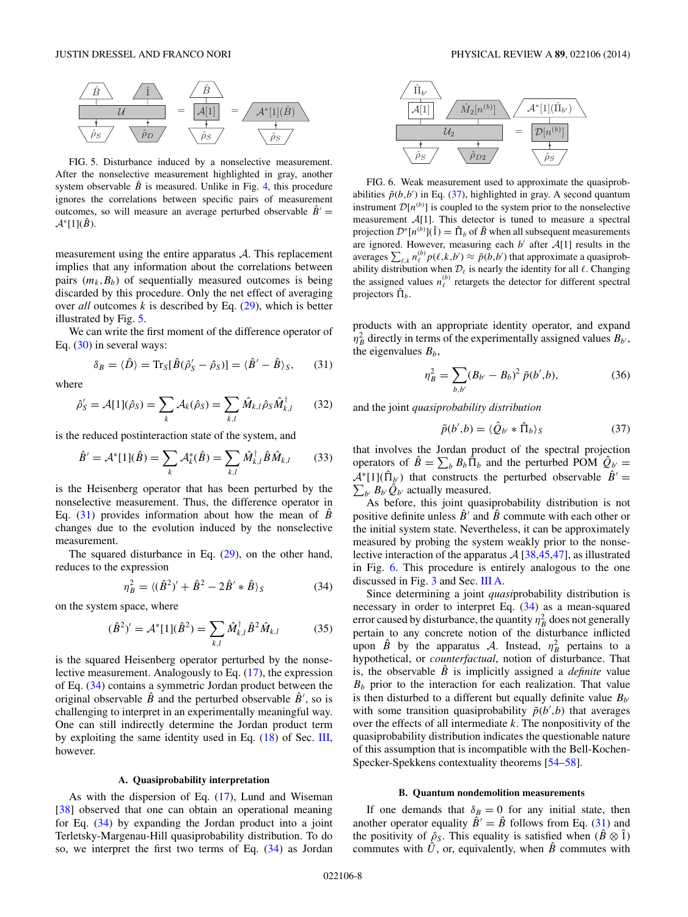FIG. 5. Disturbance induced by a nonselective measurement. After the nonselective measurement highlighted in gray, another system observable $\hat{B}$ is measured. Unlike in Fig. 4, this procedure ignores the correlations between specific pairs of measurement outcomes, so will measure an average perturbed observable $\hat{B}' = \mathcal{A}^*[1](\hat{B})$.

measurement using the entire apparatus $\mathcal{A}$. This replacement implies that any information about the correlations between pairs $(m_k, B_b)$ of sequentially measured outcomes is being discarded by this procedure. Only the net effect of averaging over *all* outcomes $k$ is described by Eq. (29), which is better illustrated by Fig. 5.

We can write the first moment of the difference operator of Eq. (30) in several ways:

$$\delta_B = \langle \hat{D} \rangle = \mathrm{Tr}_S[\hat{B}(\hat{\rho}_S' - \hat{\rho}_S)] = \langle \hat{B}' - \hat{B} \rangle_S, \tag{31}$$

where

$$\hat{\rho}_S' = \mathcal{A}[1](\hat{\rho}_S) = \sum_k \mathcal{A}_k(\hat{\rho}_S) = \sum_{k,l} \hat{M}_{k,l} \hat{\rho}_S \hat{M}_{k,l}^\dagger \tag{32}$$

is the reduced postinteraction state of the system, and

$$\hat{B}' = \mathcal{A}^*[1](\hat{B}) = \sum_k \mathcal{A}_k^*(\hat{B}) = \sum_{k,l} \hat{M}_{k,l}^\dagger \hat{B} \hat{M}_{k,l} \tag{33}$$

is the Heisenberg operator that has been perturbed by the nonselective measurement. Thus, the difference operator in Eq. (31) provides information about how the mean of $\hat{B}$ changes due to the evolution induced by the nonselective measurement.

The squared disturbance in Eq. (29), on the other hand, reduces to the expression

$$\eta_B^2 = \langle (\hat{B}^2)' + \hat{B}^2 - 2\hat{B}' * \hat{B} \rangle_S \tag{34}$$

on the system space, where

$$(\hat{B}^2)' = \mathcal{A}^*[1](\hat{B}^2) = \sum_{k,l} \hat{M}_{k,l}^\dagger \hat{B}^2 \hat{M}_{k,l} \tag{35}$$

is the squared Heisenberg operator perturbed by the nonselective measurement. Analogously to Eq. (17), the expression of Eq. (34) contains a symmetric Jordan product between the original observable $\hat{B}$ and the perturbed observable $\hat{B}'$, so is challenging to interpret in an experimentally meaningful way. One can still indirectly determine the Jordan product term by exploiting the same identity used in Eq. (18) of Sec. III, however.

### A. Quasiprobability interpretation

As with the dispersion of Eq. (17), Lund and Wiseman [38] observed that one can obtain an operational meaning for Eq. (34) by expanding the Jordan product into a joint Terletsky-Margenau-Hill quasiprobability distribution. To do so, we interpret the first two terms of Eq. (34) as Jordan products with an appropriate identity operator, and expand $\eta_B^2$ directly in terms of the experimentally assigned values $B_{b'}$, the eigenvalues $B_b$,

$$\eta_B^2 = \sum_{b,b'} (B_{b'} - B_b)^2 \, \tilde{p}(b',b), \tag{36}$$

and the joint *quasiprobability distribution*

$$\tilde{p}(b',b) = \langle \hat{Q}_{b'} * \hat{\Pi}_b \rangle_S \tag{37}$$

that involves the Jordan product of the spectral projection operators of $\hat{B} = \sum_b B_b \hat{\Pi}_b$ and the perturbed POM $\hat{Q}_{b'} = \mathcal{A}^*[1](\hat{\Pi}_{b'})$ that constructs the perturbed observable $\hat{B}' = \sum_{b'} B_{b'} \hat{Q}_{b'}$ actually measured.

FIG. 6. Weak measurement used to approximate the quasiprobabilities $\tilde{p}(b,b')$ in Eq. (37), highlighted in gray. A second quantum instrument $\mathcal{D}[n^{(b)}]$ is coupled to the system prior to the nonselective measurement $\mathcal{A}[1]$. This detector is tuned to measure a spectral projection $\mathcal{D}^*[n^{(b)}](\hat{1}) = \hat{\Pi}_b$ of $\hat{B}$ when all subsequent measurements are ignored. However, measuring each $b'$ after $\mathcal{A}[1]$ results in the averages $\sum_{\ell,k} n_\ell^{(b)} p(\ell,k,b') \approx \tilde{p}(b,b')$ that approximate a quasiprobability distribution when $\mathcal{D}_\ell$ is nearly the identity for all $\ell$. Changing the assigned values $n_\ell^{(b)}$ retargets the detector for different spectral projectors $\hat{\Pi}_b$.

As before, this joint quasiprobability distribution is not positive definite unless $\hat{B}'$ and $\hat{B}$ commute with each other or the initial system state. Nevertheless, it can be approximately measured by probing the system weakly prior to the nonselective interaction of the apparatus $\mathcal{A}$ [38,45,47], as illustrated in Fig. 6. This procedure is entirely analogous to the one discussed in Fig. 3 and Sec. III A.

Since determining a joint *quasi*probability distribution is necessary in order to interpret Eq. (34) as a mean-squared error caused by disturbance, the quantity $\eta_B^2$ does not generally pertain to any concrete notion of the disturbance inflicted upon $\hat{B}$ by the apparatus $\mathcal{A}$. Instead, $\eta_B^2$ pertains to a hypothetical, or *counterfactual*, notion of disturbance. That is, the observable $\hat{B}$ is implicitly assigned a *definite* value $B_b$ prior to the interaction for each realization. That value is then disturbed to a different but equally definite value $B_{b'}$ with some transition quasiprobability $\tilde{p}(b',b)$ that averages over the effects of all intermediate $k$. The nonpositivity of the quasiprobability distribution indicates the questionable nature of this assumption that is incompatible with the Bell-Kochen-Specker-Spekkens contextuality theorems [54–58].

### B. Quantum nondemolition measurements

If one demands that $\delta_B = 0$ for any initial state, then another operator equality $\hat{B}' = \hat{B}$ follows from Eq. (31) and the positivity of $\hat{\rho}_S$. This equality is satisfied when $(\hat{B} \otimes \hat{1})$ commutes with $\hat{U}$, or, equivalently, when $\hat{B}$ commutes with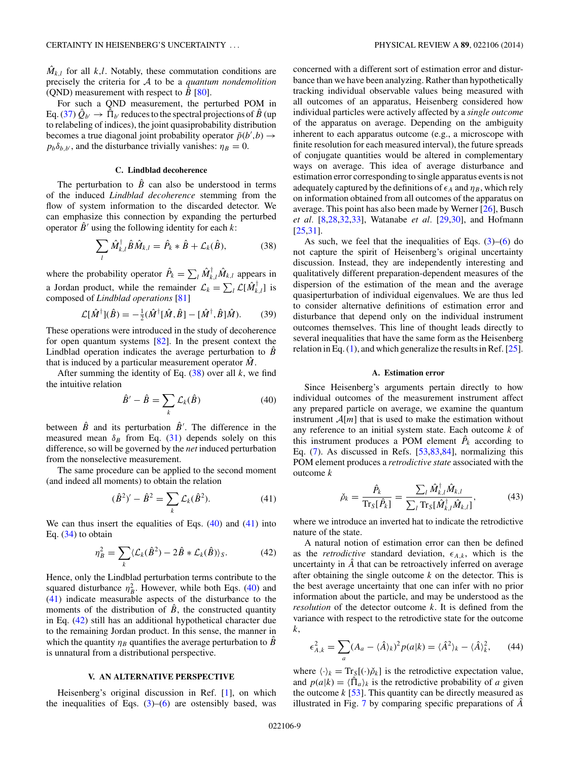$\hat{M}_{k,l}$ for all $k,l$. Notably, these commutation conditions are precisely the criteria for $\mathcal{A}$ to be a *quantum nondemolition* (QND) measurement with respect to $\hat{B}$ [80].

For such a QND measurement, the perturbed POM in Eq. (37) $\hat{Q}_{b'} \to \hat{\Pi}_{b'}$ reduces to the spectral projections of $\hat{B}$ (up to relabeling of indices), the joint quasiprobability distribution becomes a true diagonal joint probability operator $\tilde{p}(b',b) \to p_b\delta_{b,b'}$, and the disturbance trivially vanishes: $\eta_B = 0$.

### C. Lindblad decoherence

The perturbation to $\hat{B}$ can also be understood in terms of the induced *Lindblad decoherence* stemming from the flow of system information to the discarded detector. We can emphasize this connection by expanding the perturbed operator $\hat{B}'$ using the following identity for each $k$:

$$\sum_l \hat{M}_{k,l}^\dagger \hat{B} \hat{M}_{k,l} = \hat{P}_k * \hat{B} + \mathcal{L}_k(\hat{B}), \tag{38}$$

where the probability operator $\hat{P}_k = \sum_l \hat{M}_{k,l}^\dagger \hat{M}_{k,l}$ appears in a Jordan product, while the remainder $\mathcal{L}_k = \sum_l \mathcal{L}[\hat{M}_{k,l}^\dagger]$ is composed of *Lindblad operations* [81]

$$\mathcal{L}[\hat{M}^\dagger](\hat{B}) = -\tfrac{1}{2}(\hat{M}^\dagger[\hat{M},\hat{B}] - [\hat{M}^\dagger,\hat{B}]\hat{M}). \tag{39}$$

These operations were introduced in the study of decoherence for open quantum systems [82]. In the present context the Lindblad operation indicates the average perturbation to $\hat{B}$ that is induced by a particular measurement operator $\hat{M}$.

After summing the identity of Eq. (38) over all $k$, we find the intuitive relation

$$\hat{B}' - \hat{B} = \sum_k \mathcal{L}_k(\hat{B}) \tag{40}$$

between $\hat{B}$ and its perturbation $\hat{B}'$. The difference in the measured mean $\delta_B$ from Eq. (31) depends solely on this difference, so will be governed by the *net* induced perturbation from the nonselective measurement.

The same procedure can be applied to the second moment (and indeed all moments) to obtain the relation

$$(\hat{B}^2)' - \hat{B}^2 = \sum_k \mathcal{L}_k(\hat{B}^2). \tag{41}$$

We can thus insert the equalities of Eqs. (40) and (41) into Eq. (34) to obtain

$$\eta_B^2 = \sum_k \langle \mathcal{L}_k(\hat{B}^2) - 2\hat{B} * \mathcal{L}_k(\hat{B})\rangle_S. \tag{42}$$

Hence, only the Lindblad perturbation terms contribute to the squared disturbance $\eta_B^2$. However, while both Eqs. (40) and (41) indicate measurable aspects of the disturbance to the moments of the distribution of $\hat{B}$, the constructed quantity in Eq. (42) still has an additional hypothetical character due to the remaining Jordan product. In this sense, the manner in which the quantity $\eta_B$ quantifies the average perturbation to $\hat{B}$ is unnatural from a distributional perspective.

## V. AN ALTERNATIVE PERSPECTIVE

Heisenberg's original discussion in Ref. [1], on which the inequalities of Eqs. (3)–(6) are ostensibly based, was concerned with a different sort of estimation error and disturbance than we have been analyzing. Rather than hypothetically tracking individual observable values being measured with all outcomes of an apparatus, Heisenberg considered how individual particles were actively affected by a *single outcome* of the apparatus on average. Depending on the ambiguity inherent to each apparatus outcome (e.g., a microscope with finite resolution for each measured interval), the future spreads of conjugate quantities would be altered in complementary ways on average. This idea of average disturbance and estimation error corresponding to single apparatus events is not adequately captured by the definitions of $\epsilon_A$ and $\eta_B$, which rely on information obtained from all outcomes of the apparatus on average. This point has also been made by Werner [26], Busch *et al.* [8,28,32,33], Watanabe *et al.* [29,30], and Hofmann [25,31].

As such, we feel that the inequalities of Eqs. (3)–(6) do not capture the spirit of Heisenberg's original uncertainty discussion. Instead, they are independently interesting and qualitatively different preparation-dependent measures of the dispersion of the estimation of the mean and the average quasiperturbation of individual eigenvalues. We are thus led to consider alternative definitions of estimation error and disturbance that depend only on the individual instrument outcomes themselves. This line of thought leads directly to several inequalities that have the same form as the Heisenberg relation in Eq. (1), and which generalize the results in Ref. [25].

### A. Estimation error

Since Heisenberg's arguments pertain directly to how individual outcomes of the measurement instrument affect any prepared particle on average, we examine the quantum instrument $\mathcal{A}[m]$ that is used to make the estimation without any reference to an initial system state. Each outcome $k$ of this instrument produces a POM element $\hat{P}_k$ according to Eq. (7). As discussed in Refs. [53,83,84], normalizing this POM element produces a *retrodictive state* associated with the outcome $k$

$$\check{\rho}_k = \frac{\hat{P}_k}{\mathrm{Tr}_S[\hat{P}_k]} = \frac{\sum_l \hat{M}_{k,l}^\dagger \hat{M}_{k,l}}{\sum_l \mathrm{Tr}_S[\hat{M}_{k,l}^\dagger \hat{M}_{k,l}]}, \tag{43}$$

where we introduce an inverted hat to indicate the retrodictive nature of the state.

A natural notion of estimation error can then be defined as the *retrodictive* standard deviation, $\epsilon_{A,k}$, which is the uncertainty in $\hat{A}$ that can be retroactively inferred on average after obtaining the single outcome $k$ on the detector. This is the best average uncertainty that one can infer with no prior information about the particle, and may be understood as the *resolution* of the detector outcome $k$. It is defined from the variance with respect to the retrodictive state for the outcome $k$,

$$\epsilon_{A,k}^2 = \sum_a (A_a - \langle \hat{A}\rangle_k)^2 p(a|k) = \langle \hat{A}^2\rangle_k - \langle \hat{A}\rangle_k^2, \tag{44}$$

where $\langle\cdot\rangle_k = \mathrm{Tr}_S[(\cdot)\check{\rho}_k]$ is the retrodictive expectation value, and $p(a|k) = \langle \hat{\Pi}_a\rangle_k$ is the retrodictive probability of $a$ given the outcome $k$ [53]. This quantity can be directly measured as illustrated in Fig. 7 by comparing specific preparations of $\hat{A}$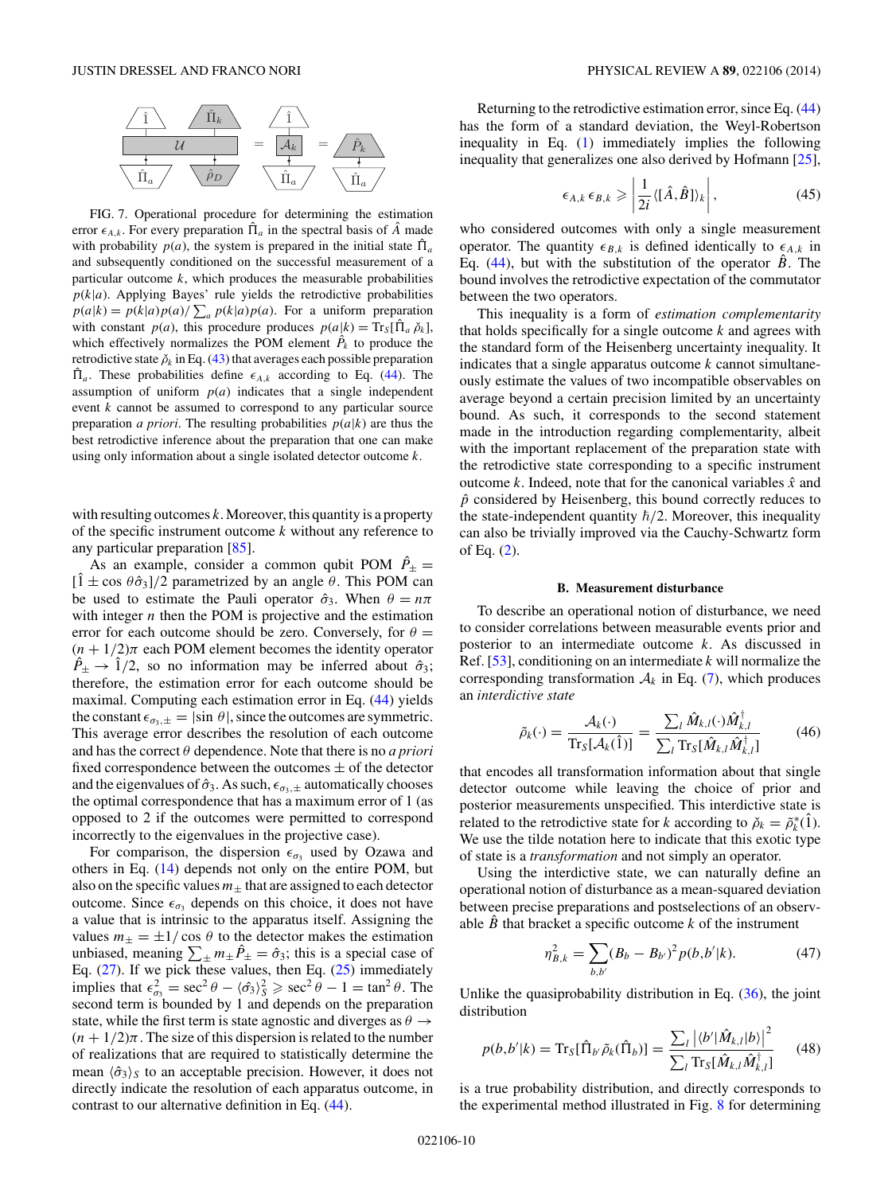FIG. 7. Operational procedure for determining the estimation error $\epsilon_{A,k}$. For every preparation $\hat{\Pi}_a$ in the spectral basis of $\hat{A}$ made with probability $p(a)$, the system is prepared in the initial state $\hat{\Pi}_a$ and subsequently conditioned on the successful measurement of a particular outcome $k$, which produces the measurable probabilities $p(k|a)$. Applying Bayes' rule yields the retrodictive probabilities $p(a|k) = p(k|a)p(a)/\sum_a p(k|a)p(a)$. For a uniform preparation with constant $p(a)$, this procedure produces $p(a|k) = \mathrm{Tr}_S[\hat{\Pi}_a \check{\rho}_k]$, which effectively normalizes the POM element $\hat{P}_k$ to produce the retrodictive state $\check{\rho}_k$ in Eq. (43) that averages each possible preparation $\hat{\Pi}_a$. These probabilities define $\epsilon_{A,k}$ according to Eq. (44). The assumption of uniform $p(a)$ indicates that a single independent event $k$ cannot be assumed to correspond to any particular source preparation *a priori*. The resulting probabilities $p(a|k)$ are thus the best retrodictive inference about the preparation that one can make using only information about a single isolated detector outcome $k$.

with resulting outcomes $k$. Moreover, this quantity is a property of the specific instrument outcome $k$ without any reference to any particular preparation [85].

As an example, consider a common qubit POM $\hat{P}_\pm = [\hat{1} \pm \cos\theta\hat{\sigma}_3]/2$ parametrized by an angle $\theta$. This POM can be used to estimate the Pauli operator $\hat{\sigma}_3$. When $\theta = n\pi$ with integer $n$ then the POM is projective and the estimation error for each outcome should be zero. Conversely, for $\theta = (n + 1/2)\pi$ each POM element becomes the identity operator $\hat{P}_\pm \to \hat{1}/2$, so no information may be inferred about $\hat{\sigma}_3$; therefore, the estimation error for each outcome should be maximal. Computing each estimation error in Eq. (44) yields the constant $\epsilon_{\sigma_3,\pm} = |\sin\theta|$, since the outcomes are symmetric. This average error describes the resolution of each outcome and has the correct $\theta$ dependence. Note that there is no *a priori* fixed correspondence between the outcomes $\pm$ of the detector and the eigenvalues of $\hat{\sigma}_3$. As such, $\epsilon_{\sigma_3,\pm}$ automatically chooses the optimal correspondence that has a maximum error of 1 (as opposed to 2 if the outcomes were permitted to correspond incorrectly to the eigenvalues in the projective case).

For comparison, the dispersion $\epsilon_{\sigma_3}$ used by Ozawa and others in Eq. (14) depends not only on the entire POM, but also on the specific values $m_\pm$ that are assigned to each detector outcome. Since $\epsilon_{\sigma_3}$ depends on this choice, it does not have a value that is intrinsic to the apparatus itself. Assigning the values $m_\pm = \pm 1/\cos\theta$ to the detector makes the estimation unbiased, meaning $\sum_\pm m_\pm \hat{P}_\pm = \hat{\sigma}_3$; this is a special case of Eq. (27). If we pick these values, then Eq. (25) immediately implies that $\epsilon^2_{\sigma_3} = \sec^2\theta - \langle\hat{\sigma}_3\rangle^2_S \geqslant \sec^2\theta - 1 = \tan^2\theta$. The second term is bounded by 1 and depends on the preparation state, while the first term is state agnostic and diverges as $\theta \to (n + 1/2)\pi$. The size of this dispersion is related to the number of realizations that are required to statistically determine the mean $\langle\hat{\sigma}_3\rangle_S$ to an acceptable precision. However, it does not directly indicate the resolution of each apparatus outcome, in contrast to our alternative definition in Eq. (44).

Returning to the retrodictive estimation error, since Eq. (44) has the form of a standard deviation, the Weyl-Robertson inequality in Eq. (1) immediately implies the following inequality that generalizes one also derived by Hofmann [25],

$$\epsilon_{A,k}\,\epsilon_{B,k} \geqslant \left|\frac{1}{2i}\langle[\hat{A},\hat{B}]\rangle_k\right|, \tag{45}$$

who considered outcomes with only a single measurement operator. The quantity $\epsilon_{B,k}$ is defined identically to $\epsilon_{A,k}$ in Eq. (44), but with the substitution of the operator $\hat{B}$. The bound involves the retrodictive expectation of the commutator between the two operators.

This inequality is a form of *estimation complementarity* that holds specifically for a single outcome $k$ and agrees with the standard form of the Heisenberg uncertainty inequality. It indicates that a single apparatus outcome $k$ cannot simultaneously estimate the values of two incompatible observables on average beyond a certain precision limited by an uncertainty bound. As such, it corresponds to the second statement made in the introduction regarding complementarity, albeit with the important replacement of the preparation state with the retrodictive state corresponding to a specific instrument outcome $k$. Indeed, note that for the canonical variables $\hat{x}$ and $\hat{p}$ considered by Heisenberg, this bound correctly reduces to the state-independent quantity $\hbar/2$. Moreover, this inequality can also be trivially improved via the Cauchy-Schwartz form of Eq. (2).

### B. Measurement disturbance

To describe an operational notion of disturbance, we need to consider correlations between measurable events prior and posterior to an intermediate outcome $k$. As discussed in Ref. [53], conditioning on an intermediate $k$ will normalize the corresponding transformation $\mathcal{A}_k$ in Eq. (7), which produces an *interdictive state*

$$\tilde{\rho}_k(\cdot) = \frac{\mathcal{A}_k(\cdot)}{\mathrm{Tr}_S[\mathcal{A}_k(\hat{1})]} = \frac{\sum_l \hat{M}_{k,l}(\cdot)\hat{M}^\dagger_{k,l}}{\sum_l \mathrm{Tr}_S[\hat{M}_{k,l}\hat{M}^\dagger_{k,l}]} \tag{46}$$

that encodes all transformation information about that single detector outcome while leaving the choice of prior and posterior measurements unspecified. This interdictive state is related to the retrodictive state for $k$ according to $\check{\rho}_k = \tilde{\rho}^*_k(\hat{1})$. We use the tilde notation here to indicate that this exotic type of state is a *transformation* and not simply an operator.

Using the interdictive state, we can naturally define an operational notion of disturbance as a mean-squared deviation between precise preparations and postselections of an observable $\hat{B}$ that bracket a specific outcome $k$ of the instrument

$$\eta^2_{B,k} = \sum_{b,b'}(B_b - B_{b'})^2\, p(b,b'|k). \tag{47}$$

Unlike the quasiprobability distribution in Eq. (36), the joint distribution

$$p(b,b'|k) = \mathrm{Tr}_S[\hat{\Pi}_{b'}\tilde{\rho}_k(\hat{\Pi}_b)] = \frac{\sum_l \left|\langle b'|\hat{M}_{k,l}|b\rangle\right|^2}{\sum_l \mathrm{Tr}_S[\hat{M}_{k,l}\hat{M}^\dagger_{k,l}]} \tag{48}$$

is a true probability distribution, and directly corresponds to the experimental method illustrated in Fig. 8 for determining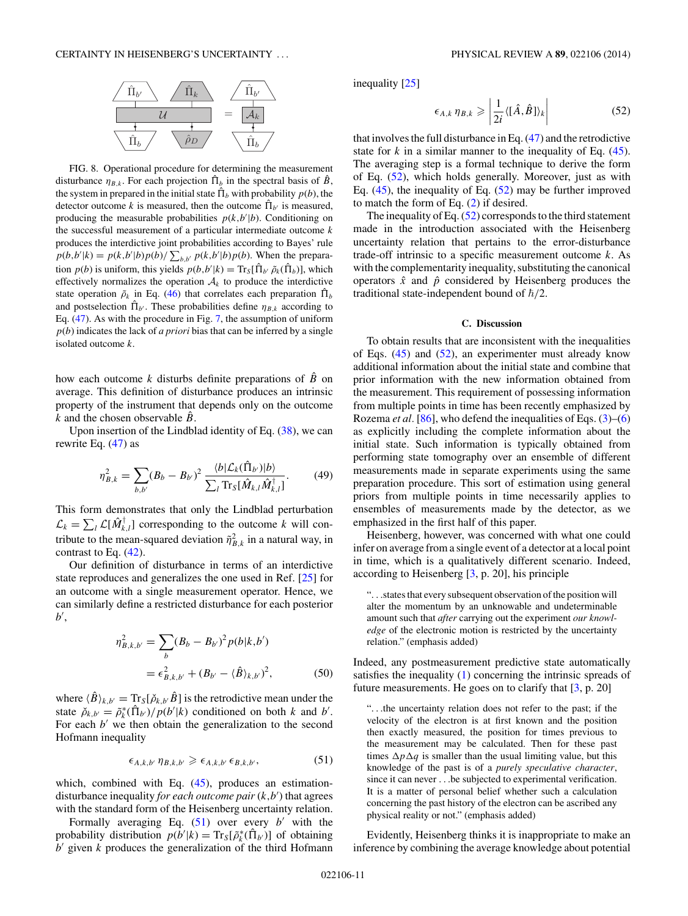FIG. 8. Operational procedure for determining the measurement disturbance $\eta_{B,k}$. For each projection $\hat{\Pi}_b$ in the spectral basis of $\hat{B}$, the system in prepared in the initial state $\hat{\Pi}_b$ with probability $p(b)$, the detector outcome $k$ is measured, then the outcome $\hat{\Pi}_{b'}$ is measured, producing the measurable probabilities $p(k,b'|b)$. Conditioning on the successful measurement of a particular intermediate outcome $k$ produces the interdictive joint probabilities according to Bayes' rule $p(b,b'|k) = p(k,b'|b)p(b)/\sum_{b,b'} p(k,b'|b)p(b)$. When the preparation $p(b)$ is uniform, this yields $p(b,b'|k) = \mathrm{Tr}_S[\hat{\Pi}_{b'}\,\tilde{\rho}_k(\hat{\Pi}_b)]$, which effectively normalizes the operation $\mathcal{A}_k$ to produce the interdictive state operation $\tilde{\rho}_k$ in Eq. (46) that correlates each preparation $\hat{\Pi}_b$ and postselection $\hat{\Pi}_{b'}$. These probabilities define $\eta_{B,k}$ according to Eq. (47). As with the procedure in Fig. 7, the assumption of uniform $p(b)$ indicates the lack of *a priori* bias that can be inferred by a single isolated outcome $k$.

how each outcome $k$ disturbs definite preparations of $\hat{B}$ on average. This definition of disturbance produces an intrinsic property of the instrument that depends only on the outcome $k$ and the chosen observable $\hat{B}$.

Upon insertion of the Lindblad identity of Eq. (38), we can rewrite Eq. (47) as

$$\eta_{B,k}^2 = \sum_{b,b'} (B_b - B_{b'})^2 \frac{\langle b|\mathcal{L}_k(\hat{\Pi}_{b'})|b\rangle}{\sum_l \mathrm{Tr}_S[\hat{M}_{k,l}\hat{M}_{k,l}^\dagger]}. \tag{49}$$

This form demonstrates that only the Lindblad perturbation $\mathcal{L}_k = \sum_l \mathcal{L}[\hat{M}_{k,l}^\dagger]$ corresponding to the outcome $k$ will contribute to the mean-squared deviation $\tilde{\eta}_{B,k}^2$ in a natural way, in contrast to Eq. (42).

Our definition of disturbance in terms of an interdictive state reproduces and generalizes the one used in Ref. [25] for an outcome with a single measurement operator. Hence, we can similarly define a restricted disturbance for each posterior $b'$,

$$\begin{aligned}\eta_{B,k,b'}^2 &= \sum_b (B_b - B_{b'})^2 p(b|k,b') \\ &= \epsilon_{B,k,b'}^2 + (B_{b'} - \langle\hat{B}\rangle_{k,b'})^2,\end{aligned} \tag{50}$$

where $\langle\hat{B}\rangle_{k,b'} = \mathrm{Tr}_S[\breve{\rho}_{k,b'}\hat{B}]$ is the retrodictive mean under the state $\breve{\rho}_{k,b'} = \tilde{\rho}_k^*(\hat{\Pi}_{b'})/p(b'|k)$ conditioned on both $k$ and $b'$. For each $b'$ we then obtain the generalization to the second Hofmann inequality

$$\epsilon_{A,k,b'}\,\eta_{B,k,b'} \geqslant \epsilon_{A,k,b'}\,\epsilon_{B,k,b'}, \tag{51}$$

which, combined with Eq. (45), produces an estimation-disturbance inequality *for each outcome pair* $(k,b')$ that agrees with the standard form of the Heisenberg uncertainty relation.

Formally averaging Eq. (51) over every $b'$ with the probability distribution $p(b'|k) = \mathrm{Tr}_S[\tilde{\rho}_k^*(\hat{\Pi}_{b'})]$ of obtaining $b'$ given $k$ produces the generalization of the third Hofmann inequality [25]

$$\epsilon_{A,k}\,\eta_{B,k} \geqslant \left|\frac{1}{2i}\langle[\hat{A},\hat{B}]\rangle_k\right| \tag{52}$$

that involves the full disturbance in Eq. (47) and the retrodictive state for $k$ in a similar manner to the inequality of Eq. (45). The averaging step is a formal technique to derive the form of Eq. (52), which holds generally. Moreover, just as with Eq. (45), the inequality of Eq. (52) may be further improved to match the form of Eq. (2) if desired.

The inequality of Eq. (52) corresponds to the third statement made in the introduction associated with the Heisenberg uncertainty relation that pertains to the error-disturbance trade-off intrinsic to a specific measurement outcome $k$. As with the complementarity inequality, substituting the canonical operators $\hat{x}$ and $\hat{p}$ considered by Heisenberg produces the traditional state-independent bound of $\hbar/2$.

### C. Discussion

To obtain results that are inconsistent with the inequalities of Eqs. (45) and (52), an experimenter must already know additional information about the initial state and combine that prior information with the new information obtained from the measurement. This requirement of possessing information from multiple points in time has been recently emphasized by Rozema *et al*. [86], who defend the inequalities of Eqs. (3)–(6) as explicitly including the complete information about the initial state. Such information is typically obtained from performing state tomography over an ensemble of different measurements made in separate experiments using the same preparation procedure. This sort of estimation using general priors from multiple points in time necessarily applies to ensembles of measurements made by the detector, as we emphasized in the first half of this paper.

Heisenberg, however, was concerned with what one could infer on average from a single event of a detector at a local point in time, which is a qualitatively different scenario. Indeed, according to Heisenberg [3, p. 20], his principle

> "...states that every subsequent observation of the position will alter the momentum by an unknowable and undeterminable amount such that *after* carrying out the experiment *our knowledge* of the electronic motion is restricted by the uncertainty relation." (emphasis added)

Indeed, any postmeasurement predictive state automatically satisfies the inequality (1) concerning the intrinsic spreads of future measurements. He goes on to clarify that [3, p. 20]

> "...the uncertainty relation does not refer to the past; if the velocity of the electron is at first known and the position then exactly measured, the position for times previous to the measurement may be calculated. Then for these past times $\Delta p \Delta q$ is smaller than the usual limiting value, but this knowledge of the past is of a *purely speculative character*, since it can never ...be subjected to experimental verification. It is a matter of personal belief whether such a calculation concerning the past history of the electron can be ascribed any physical reality or not." (emphasis added)

Evidently, Heisenberg thinks it is inappropriate to make an inference by combining the average knowledge about potential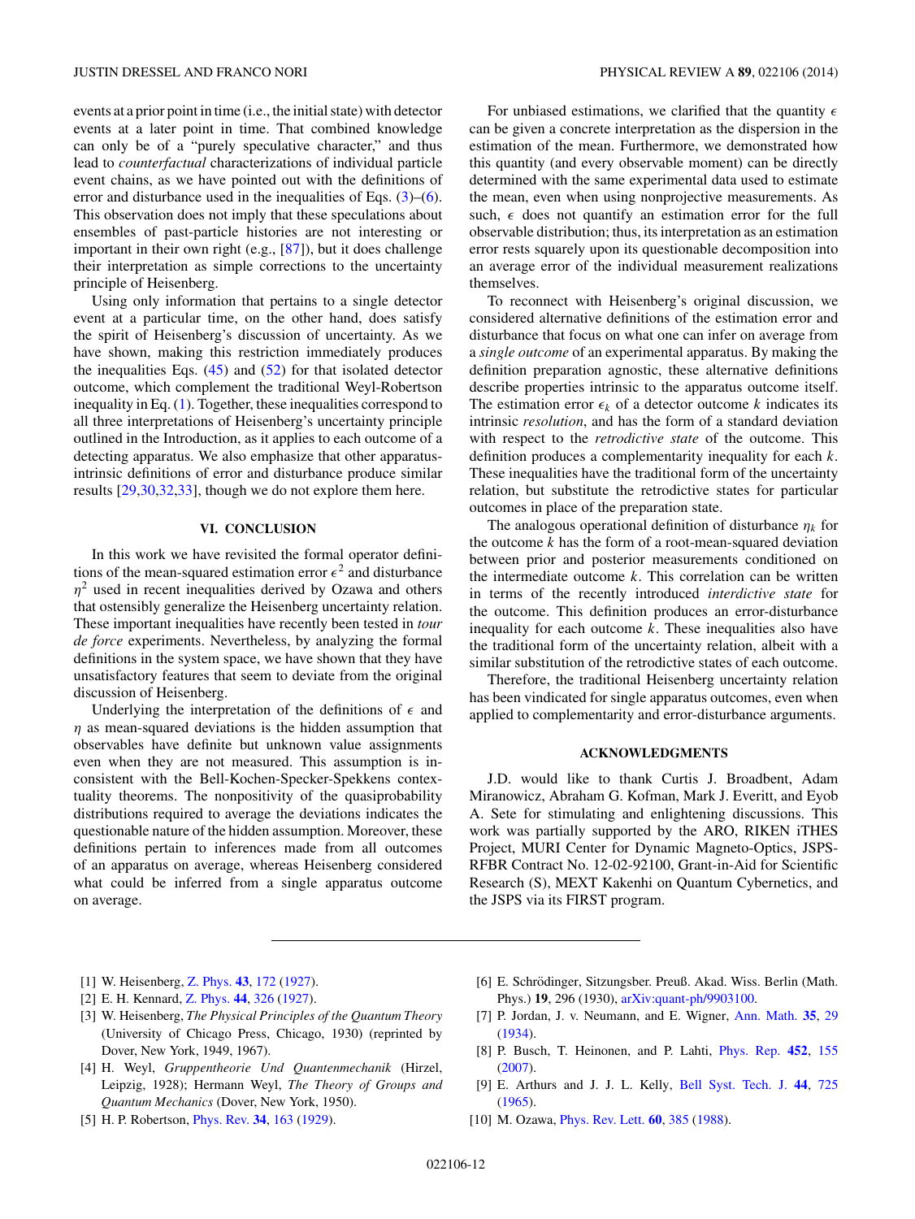events at a prior point in time (i.e., the initial state) with detector events at a later point in time. That combined knowledge can only be of a "purely speculative character," and thus lead to *counterfactual* characterizations of individual particle event chains, as we have pointed out with the definitions of error and disturbance used in the inequalities of Eqs. (3)–(6). This observation does not imply that these speculations about ensembles of past-particle histories are not interesting or important in their own right (e.g., [87]), but it does challenge their interpretation as simple corrections to the uncertainty principle of Heisenberg.

Using only information that pertains to a single detector event at a particular time, on the other hand, does satisfy the spirit of Heisenberg's discussion of uncertainty. As we have shown, making this restriction immediately produces the inequalities Eqs. (45) and (52) for that isolated detector outcome, which complement the traditional Weyl-Robertson inequality in Eq. (1). Together, these inequalities correspond to all three interpretations of Heisenberg's uncertainty principle outlined in the Introduction, as it applies to each outcome of a detecting apparatus. We also emphasize that other apparatus-intrinsic definitions of error and disturbance produce similar results [29,30,32,33], though we do not explore them here.

## VI. CONCLUSION

In this work we have revisited the formal operator definitions of the mean-squared estimation error $\epsilon^2$ and disturbance $\eta^2$ used in recent inequalities derived by Ozawa and others that ostensibly generalize the Heisenberg uncertainty relation. These important inequalities have recently been tested in *tour de force* experiments. Nevertheless, by analyzing the formal definitions in the system space, we have shown that they have unsatisfactory features that seem to deviate from the original discussion of Heisenberg.

Underlying the interpretation of the definitions of $\epsilon$ and $\eta$ as mean-squared deviations is the hidden assumption that observables have definite but unknown value assignments even when they are not measured. This assumption is inconsistent with the Bell-Kochen-Specker-Spekkens contextuality theorems. The nonpositivity of the quasiprobability distributions required to average the deviations indicates the questionable nature of the hidden assumption. Moreover, these definitions pertain to inferences made from all outcomes of an apparatus on average, whereas Heisenberg considered what could be inferred from a single apparatus outcome on average.

For unbiased estimations, we clarified that the quantity $\epsilon$ can be given a concrete interpretation as the dispersion in the estimation of the mean. Furthermore, we demonstrated how this quantity (and every observable moment) can be directly determined with the same experimental data used to estimate the mean, even when using nonprojective measurements. As such, $\epsilon$ does not quantify an estimation error for the full observable distribution; thus, its interpretation as an estimation error rests squarely upon its questionable decomposition into an average error of the individual measurement realizations themselves.

To reconnect with Heisenberg's original discussion, we considered alternative definitions of the estimation error and disturbance that focus on what one can infer on average from a *single outcome* of an experimental apparatus. By making the definition preparation agnostic, these alternative definitions describe properties intrinsic to the apparatus outcome itself. The estimation error $\epsilon_k$ of a detector outcome $k$ indicates its intrinsic *resolution*, and has the form of a standard deviation with respect to the *retrodictive state* of the outcome. This definition produces a complementarity inequality for each $k$. These inequalities have the traditional form of the uncertainty relation, but substitute the retrodictive states for particular outcomes in place of the preparation state.

The analogous operational definition of disturbance $\eta_k$ for the outcome $k$ has the form of a root-mean-squared deviation between prior and posterior measurements conditioned on the intermediate outcome $k$. This correlation can be written in terms of the recently introduced *interdictive state* for the outcome. This definition produces an error-disturbance inequality for each outcome $k$. These inequalities also have the traditional form of the uncertainty relation, albeit with a similar substitution of the retrodictive states of each outcome.

Therefore, the traditional Heisenberg uncertainty relation has been vindicated for single apparatus outcomes, even when applied to complementarity and error-disturbance arguments.

## ACKNOWLEDGMENTS

J.D. would like to thank Curtis J. Broadbent, Adam Miranowicz, Abraham G. Kofman, Mark J. Everitt, and Eyob A. Sete for stimulating and enlightening discussions. This work was partially supported by the ARO, RIKEN iTHES Project, MURI Center for Dynamic Magneto-Optics, JSPS-RFBR Contract No. 12-02-92100, Grant-in-Aid for Scientific Research (S), MEXT Kakenhi on Quantum Cybernetics, and the JSPS via its FIRST program.

---

[1] W. Heisenberg, Z. Phys. **43**, 172 (1927).
[2] E. H. Kennard, Z. Phys. **44**, 326 (1927).
[3] W. Heisenberg, *The Physical Principles of the Quantum Theory* (University of Chicago Press, Chicago, 1930) (reprinted by Dover, New York, 1949, 1967).
[4] H. Weyl, *Gruppentheorie Und Quantenmechanik* (Hirzel, Leipzig, 1928); Hermann Weyl, *The Theory of Groups and Quantum Mechanics* (Dover, New York, 1950).
[5] H. P. Robertson, Phys. Rev. **34**, 163 (1929).
[6] E. Schrödinger, Sitzungsber. Preuß. Akad. Wiss. Berlin (Math. Phys.) **19**, 296 (1930), arXiv:quant-ph/9903100.
[7] P. Jordan, J. v. Neumann, and E. Wigner, Ann. Math. **35**, 29 (1934).
[8] P. Busch, T. Heinonen, and P. Lahti, Phys. Rep. **452**, 155 (2007).
[9] E. Arthurs and J. J. L. Kelly, Bell Syst. Tech. J. **44**, 725 (1965).
[10] M. Ozawa, Phys. Rev. Lett. **60**, 385 (1988).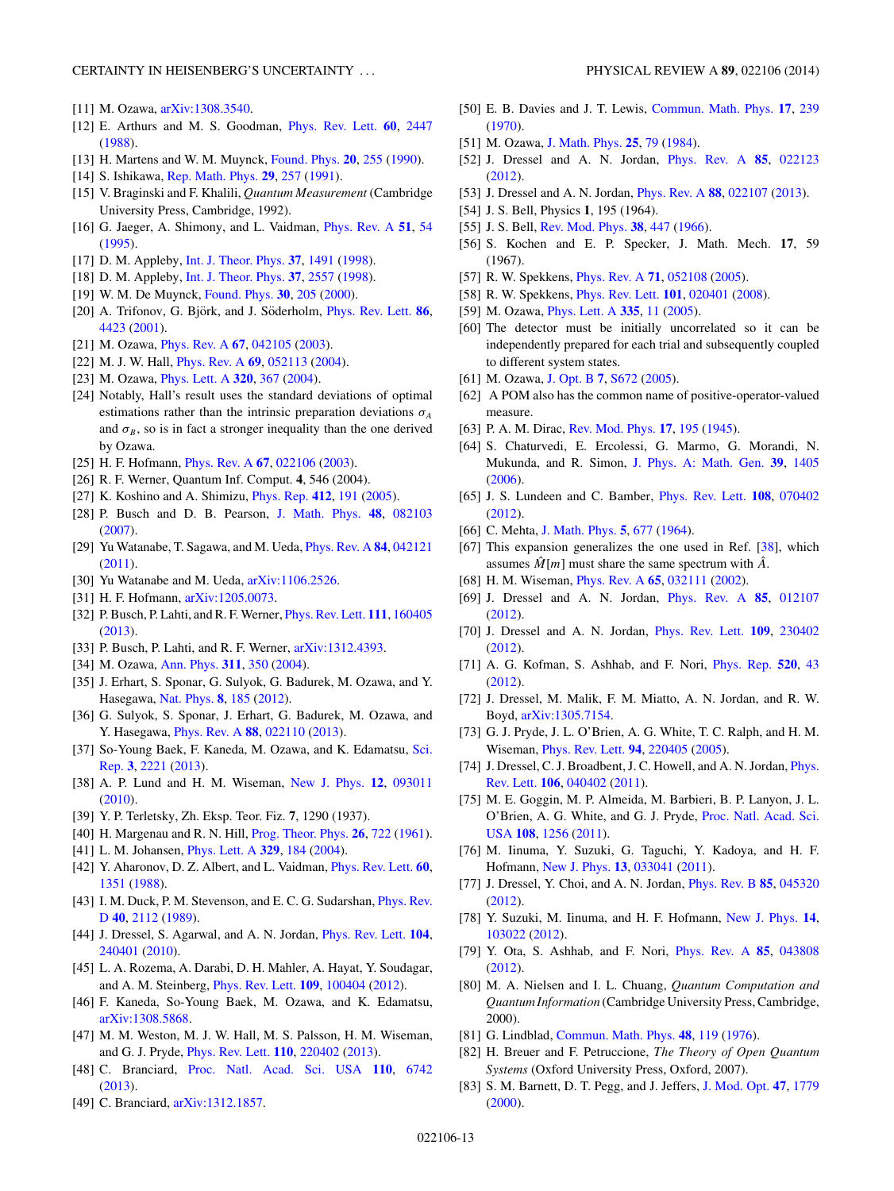[11] M. Ozawa, arXiv:1308.3540.

[12] E. Arthurs and M. S. Goodman, Phys. Rev. Lett. **60**, 2447 (1988).

[13] H. Martens and W. M. Muynck, Found. Phys. **20**, 255 (1990).

[14] S. Ishikawa, Rep. Math. Phys. **29**, 257 (1991).

[15] V. Braginski and F. Khalili, *Quantum Measurement* (Cambridge University Press, Cambridge, 1992).

[16] G. Jaeger, A. Shimony, and L. Vaidman, Phys. Rev. A **51**, 54 (1995).

[17] D. M. Appleby, Int. J. Theor. Phys. **37**, 1491 (1998).

[18] D. M. Appleby, Int. J. Theor. Phys. **37**, 2557 (1998).

[19] W. M. De Muynck, Found. Phys. **30**, 205 (2000).

[20] A. Trifonov, G. Björk, and J. Söderholm, Phys. Rev. Lett. **86**, 4423 (2001).

[21] M. Ozawa, Phys. Rev. A **67**, 042105 (2003).

[22] M. J. W. Hall, Phys. Rev. A **69**, 052113 (2004).

[23] M. Ozawa, Phys. Lett. A **320**, 367 (2004).

[24] Notably, Hall's result uses the standard deviations of optimal estimations rather than the intrinsic preparation deviations $\sigma_A$ and $\sigma_B$, so is in fact a stronger inequality than the one derived by Ozawa.

[25] H. F. Hofmann, Phys. Rev. A **67**, 022106 (2003).

[26] R. F. Werner, Quantum Inf. Comput. **4**, 546 (2004).

[27] K. Koshino and A. Shimizu, Phys. Rep. **412**, 191 (2005).

[28] P. Busch and D. B. Pearson, J. Math. Phys. **48**, 082103 (2007).

[29] Yu Watanabe, T. Sagawa, and M. Ueda, Phys. Rev. A **84**, 042121 (2011).

[30] Yu Watanabe and M. Ueda, arXiv:1106.2526.

[31] H. F. Hofmann, arXiv:1205.0073.

[32] P. Busch, P. Lahti, and R. F. Werner, Phys. Rev. Lett. **111**, 160405 (2013).

[33] P. Busch, P. Lahti, and R. F. Werner, arXiv:1312.4393.

[34] M. Ozawa, Ann. Phys. **311**, 350 (2004).

[35] J. Erhart, S. Sponar, G. Sulyok, G. Badurek, M. Ozawa, and Y. Hasegawa, Nat. Phys. **8**, 185 (2012).

[36] G. Sulyok, S. Sponar, J. Erhart, G. Badurek, M. Ozawa, and Y. Hasegawa, Phys. Rev. A **88**, 022110 (2013).

[37] So-Young Baek, F. Kaneda, M. Ozawa, and K. Edamatsu, Sci. Rep. **3**, 2221 (2013).

[38] A. P. Lund and H. M. Wiseman, New J. Phys. **12**, 093011 (2010).

[39] Y. P. Terletsky, Zh. Eksp. Teor. Fiz. **7**, 1290 (1937).

[40] H. Margenau and R. N. Hill, Prog. Theor. Phys. **26**, 722 (1961).

[41] L. M. Johansen, Phys. Lett. A **329**, 184 (2004).

[42] Y. Aharonov, D. Z. Albert, and L. Vaidman, Phys. Rev. Lett. **60**, 1351 (1988).

[43] I. M. Duck, P. M. Stevenson, and E. C. G. Sudarshan, Phys. Rev. D **40**, 2112 (1989).

[44] J. Dressel, S. Agarwal, and A. N. Jordan, Phys. Rev. Lett. **104**, 240401 (2010).

[45] L. A. Rozema, A. Darabi, D. H. Mahler, A. Hayat, Y. Soudagar, and A. M. Steinberg, Phys. Rev. Lett. **109**, 100404 (2012).

[46] F. Kaneda, So-Young Baek, M. Ozawa, and K. Edamatsu, arXiv:1308.5868.

[47] M. M. Weston, M. J. W. Hall, M. S. Palsson, H. M. Wiseman, and G. J. Pryde, Phys. Rev. Lett. **110**, 220402 (2013).

[48] C. Branciard, Proc. Natl. Acad. Sci. USA **110**, 6742 (2013).

[49] C. Branciard, arXiv:1312.1857.

[50] E. B. Davies and J. T. Lewis, Commun. Math. Phys. **17**, 239 (1970).

[51] M. Ozawa, J. Math. Phys. **25**, 79 (1984).

[52] J. Dressel and A. N. Jordan, Phys. Rev. A **85**, 022123 (2012).

[53] J. Dressel and A. N. Jordan, Phys. Rev. A **88**, 022107 (2013).

[54] J. S. Bell, Physics **1**, 195 (1964).

[55] J. S. Bell, Rev. Mod. Phys. **38**, 447 (1966).

[56] S. Kochen and E. P. Specker, J. Math. Mech. **17**, 59 (1967).

[57] R. W. Spekkens, Phys. Rev. A **71**, 052108 (2005).

[58] R. W. Spekkens, Phys. Rev. Lett. **101**, 020401 (2008).

[59] M. Ozawa, Phys. Lett. A **335**, 11 (2005).

[60] The detector must be initially uncorrelated so it can be independently prepared for each trial and subsequently coupled to different system states.

[61] M. Ozawa, J. Opt. B **7**, S672 (2005).

[62] A POM also has the common name of positive-operator-valued measure.

[63] P. A. M. Dirac, Rev. Mod. Phys. **17**, 195 (1945).

[64] S. Chaturvedi, E. Ercolessi, G. Marmo, G. Morandi, N. Mukunda, and R. Simon, J. Phys. A: Math. Gen. **39**, 1405 (2006).

[65] J. S. Lundeen and C. Bamber, Phys. Rev. Lett. **108**, 070402 (2012).

[66] C. Mehta, J. Math. Phys. **5**, 677 (1964).

[67] This expansion generalizes the one used in Ref. [38], which assumes $\hat{M}[m]$ must share the same spectrum with $\hat{A}$.

[68] H. M. Wiseman, Phys. Rev. A **65**, 032111 (2002).

[69] J. Dressel and A. N. Jordan, Phys. Rev. A **85**, 012107 (2012).

[70] J. Dressel and A. N. Jordan, Phys. Rev. Lett. **109**, 230402 (2012).

[71] A. G. Kofman, S. Ashhab, and F. Nori, Phys. Rep. **520**, 43 (2012).

[72] J. Dressel, M. Malik, F. M. Miatto, A. N. Jordan, and R. W. Boyd, arXiv:1305.7154.

[73] G. J. Pryde, J. L. O'Brien, A. G. White, T. C. Ralph, and H. M. Wiseman, Phys. Rev. Lett. **94**, 220405 (2005).

[74] J. Dressel, C. J. Broadbent, J. C. Howell, and A. N. Jordan, Phys. Rev. Lett. **106**, 040402 (2011).

[75] M. E. Goggin, M. P. Almeida, M. Barbieri, B. P. Lanyon, J. L. O'Brien, A. G. White, and G. J. Pryde, Proc. Natl. Acad. Sci. USA **108**, 1256 (2011).

[76] M. Iinuma, Y. Suzuki, G. Taguchi, Y. Kadoya, and H. F. Hofmann, New J. Phys. **13**, 033041 (2011).

[77] J. Dressel, Y. Choi, and A. N. Jordan, Phys. Rev. B **85**, 045320 (2012).

[78] Y. Suzuki, M. Iinuma, and H. F. Hofmann, New J. Phys. **14**, 103022 (2012).

[79] Y. Ota, S. Ashhab, and F. Nori, Phys. Rev. A **85**, 043808 (2012).

[80] M. A. Nielsen and I. L. Chuang, *Quantum Computation and Quantum Information* (Cambridge University Press, Cambridge, 2000).

[81] G. Lindblad, Commun. Math. Phys. **48**, 119 (1976).

[82] H. Breuer and F. Petruccione, *The Theory of Open Quantum Systems* (Oxford University Press, Oxford, 2007).

[83] S. M. Barnett, D. T. Pegg, and J. Jeffers, J. Mod. Opt. **47**, 1779 (2000).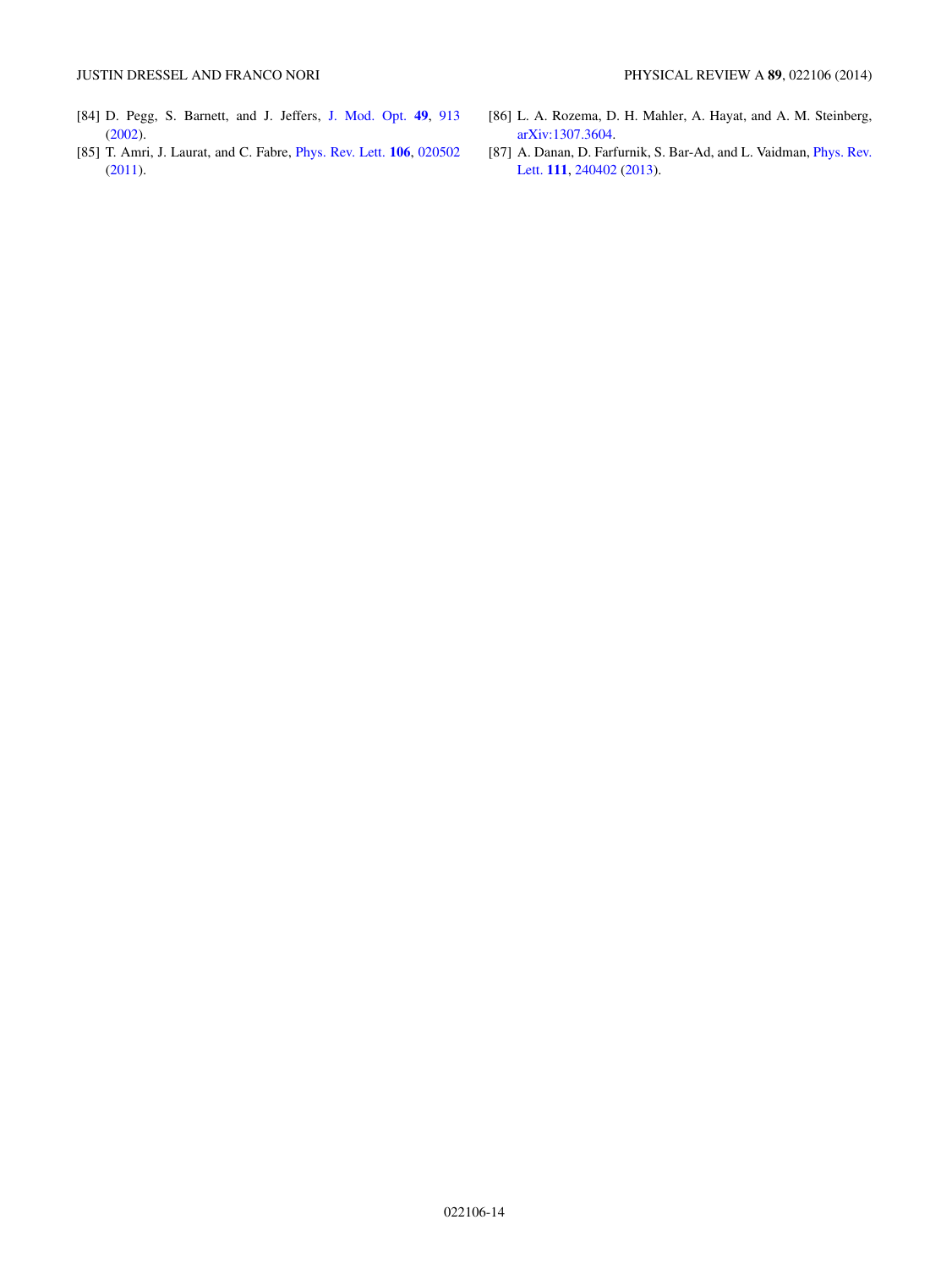[84] D. Pegg, S. Barnett, and J. Jeffers, J. Mod. Opt. **49**, 913 (2002).

[85] T. Amri, J. Laurat, and C. Fabre, Phys. Rev. Lett. **106**, 020502 (2011).

[86] L. A. Rozema, D. H. Mahler, A. Hayat, and A. M. Steinberg, arXiv:1307.3604.

[87] A. Danan, D. Farfurnik, S. Bar-Ad, and L. Vaidman, Phys. Rev. Lett. **111**, 240402 (2013).